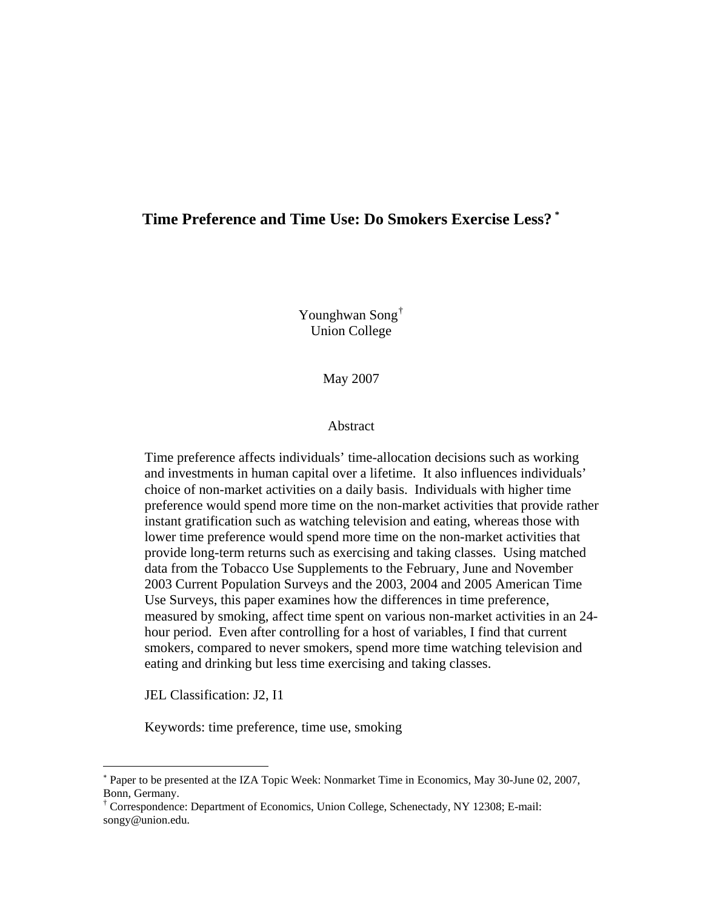# Time Preference and Time Use: Do Smokers Exercise Less? [*]

Younghwan Song [†]
Union College

May 2007

## Abstract

Time preference affects individuals' time-allocation decisions such as working and investments in human capital over a lifetime. It also influences individuals' choice of non-market activities on a daily basis. Individuals with higher time preference would spend more time on the non-market activities that provide rather instant gratification such as watching television and eating, whereas those with lower time preference would spend more time on the non-market activities that provide long-term returns such as exercising and taking classes. Using matched data from the Tobacco Use Supplements to the February, June and November 2003 Current Population Surveys and the 2003, 2004 and 2005 American Time Use Surveys, this paper examines how the differences in time preference, measured by smoking, affect time spent on various non-market activities in an 24-hour period. Even after controlling for a host of variables, I find that current smokers, compared to never smokers, spend more time watching television and eating and drinking but less time exercising and taking classes.

JEL Classification: J2, I1

Keywords: time preference, time use, smoking

---

[*] Paper to be presented at the IZA Topic Week: Nonmarket Time in Economics, May 30-June 02, 2007, Bonn, Germany.

[†] Correspondence: Department of Economics, Union College, Schenectady, NY 12308; E-mail: songy@union.edu.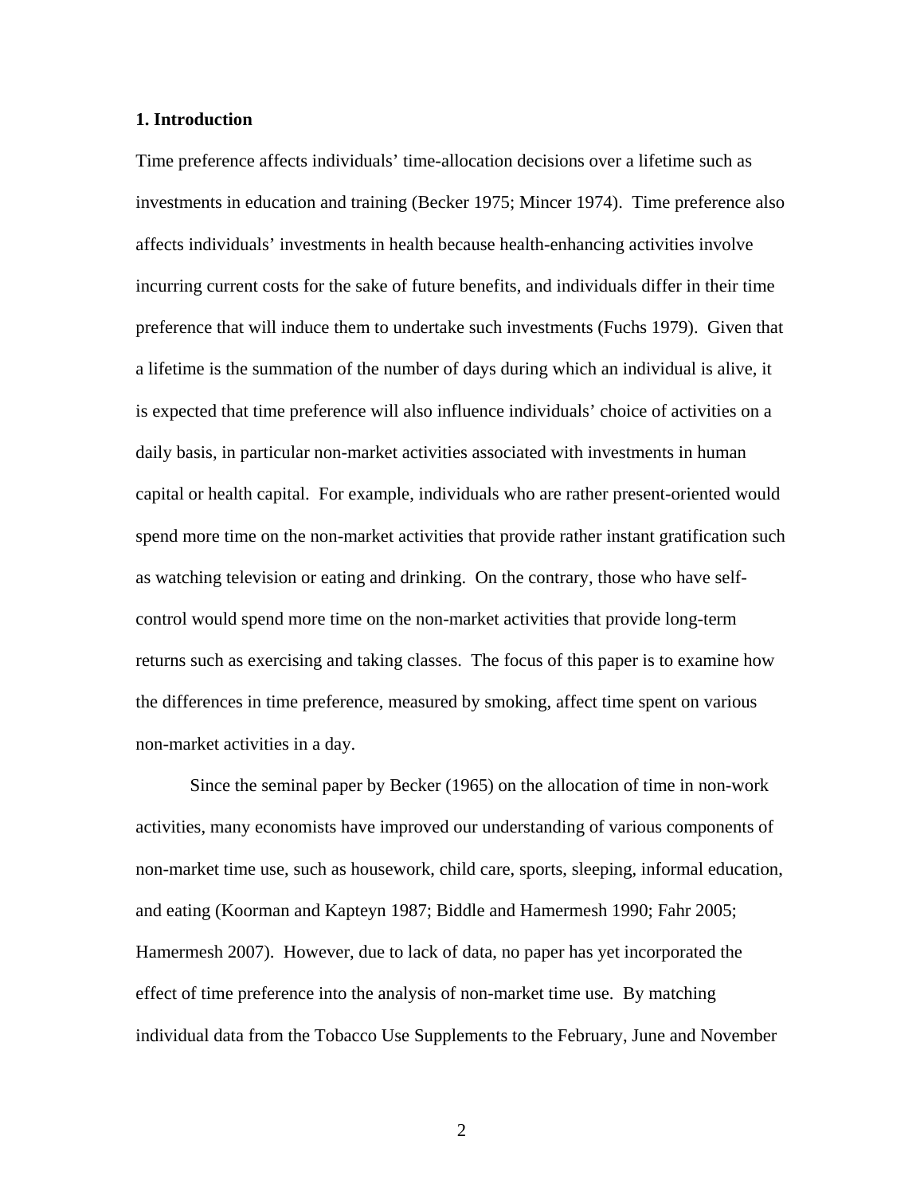## 1. Introduction

Time preference affects individuals' time-allocation decisions over a lifetime such as investments in education and training (Becker 1975; Mincer 1974). Time preference also affects individuals' investments in health because health-enhancing activities involve incurring current costs for the sake of future benefits, and individuals differ in their time preference that will induce them to undertake such investments (Fuchs 1979). Given that a lifetime is the summation of the number of days during which an individual is alive, it is expected that time preference will also influence individuals' choice of activities on a daily basis, in particular non-market activities associated with investments in human capital or health capital. For example, individuals who are rather present-oriented would spend more time on the non-market activities that provide rather instant gratification such as watching television or eating and drinking. On the contrary, those who have self-control would spend more time on the non-market activities that provide long-term returns such as exercising and taking classes. The focus of this paper is to examine how the differences in time preference, measured by smoking, affect time spent on various non-market activities in a day.

Since the seminal paper by Becker (1965) on the allocation of time in non-work activities, many economists have improved our understanding of various components of non-market time use, such as housework, child care, sports, sleeping, informal education, and eating (Koorman and Kapteyn 1987; Biddle and Hamermesh 1990; Fahr 2005; Hamermesh 2007). However, due to lack of data, no paper has yet incorporated the effect of time preference into the analysis of non-market time use. By matching individual data from the Tobacco Use Supplements to the February, June and November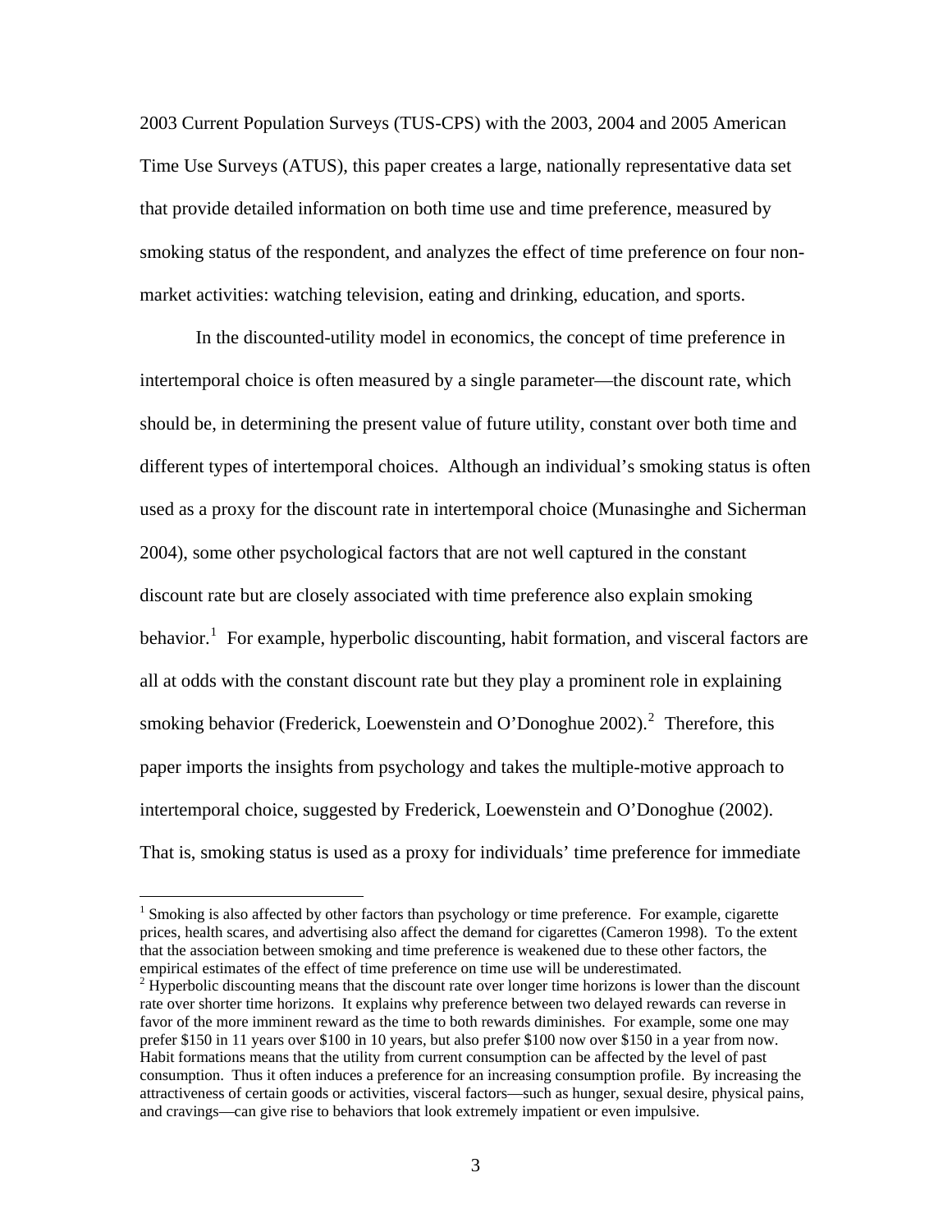2003 Current Population Surveys (TUS-CPS) with the 2003, 2004 and 2005 American Time Use Surveys (ATUS), this paper creates a large, nationally representative data set that provide detailed information on both time use and time preference, measured by smoking status of the respondent, and analyzes the effect of time preference on four non-market activities: watching television, eating and drinking, education, and sports.

In the discounted-utility model in economics, the concept of time preference in intertemporal choice is often measured by a single parameter—the discount rate, which should be, in determining the present value of future utility, constant over both time and different types of intertemporal choices. Although an individual's smoking status is often used as a proxy for the discount rate in intertemporal choice (Munasinghe and Sicherman 2004), some other psychological factors that are not well captured in the constant discount rate but are closely associated with time preference also explain smoking behavior.[1] For example, hyperbolic discounting, habit formation, and visceral factors are all at odds with the constant discount rate but they play a prominent role in explaining smoking behavior (Frederick, Loewenstein and O'Donoghue 2002).[2] Therefore, this paper imports the insights from psychology and takes the multiple-motive approach to intertemporal choice, suggested by Frederick, Loewenstein and O'Donoghue (2002). That is, smoking status is used as a proxy for individuals' time preference for immediate

---

[1] Smoking is also affected by other factors than psychology or time preference. For example, cigarette prices, health scares, and advertising also affect the demand for cigarettes (Cameron 1998). To the extent that the association between smoking and time preference is weakened due to these other factors, the empirical estimates of the effect of time preference on time use will be underestimated.

[2] Hyperbolic discounting means that the discount rate over longer time horizons is lower than the discount rate over shorter time horizons. It explains why preference between two delayed rewards can reverse in favor of the more imminent reward as the time to both rewards diminishes. For example, some one may prefer $150 in 11 years over $100 in 10 years, but also prefer $100 now over $150 in a year from now. Habit formations means that the utility from current consumption can be affected by the level of past consumption. Thus it often induces a preference for an increasing consumption profile. By increasing the attractiveness of certain goods or activities, visceral factors—such as hunger, sexual desire, physical pains, and cravings—can give rise to behaviors that look extremely impatient or even impulsive.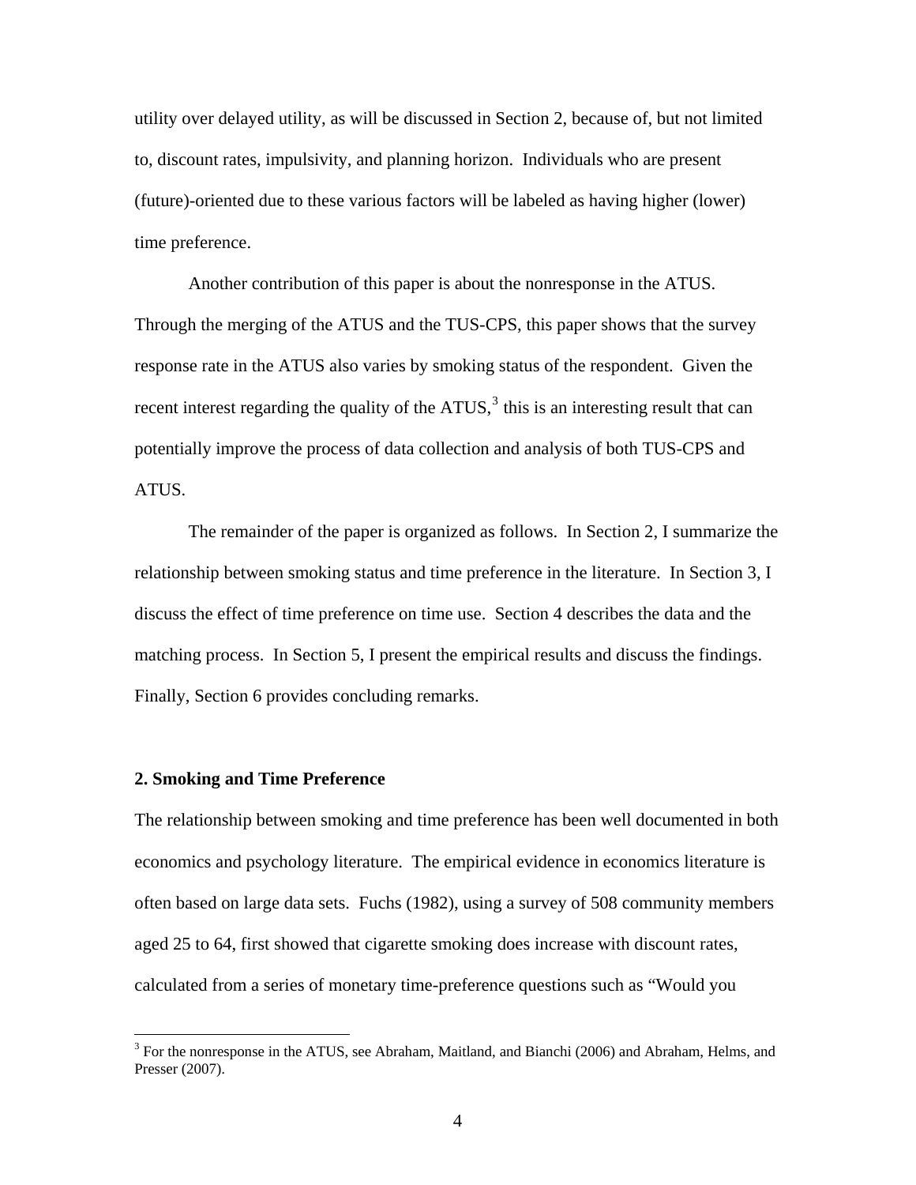utility over delayed utility, as will be discussed in Section 2, because of, but not limited to, discount rates, impulsivity, and planning horizon. Individuals who are present (future)-oriented due to these various factors will be labeled as having higher (lower) time preference.

Another contribution of this paper is about the nonresponse in the ATUS. Through the merging of the ATUS and the TUS-CPS, this paper shows that the survey response rate in the ATUS also varies by smoking status of the respondent. Given the recent interest regarding the quality of the ATUS,[3] this is an interesting result that can potentially improve the process of data collection and analysis of both TUS-CPS and ATUS.

The remainder of the paper is organized as follows. In Section 2, I summarize the relationship between smoking status and time preference in the literature. In Section 3, I discuss the effect of time preference on time use. Section 4 describes the data and the matching process. In Section 5, I present the empirical results and discuss the findings. Finally, Section 6 provides concluding remarks.

## 2. Smoking and Time Preference

The relationship between smoking and time preference has been well documented in both economics and psychology literature. The empirical evidence in economics literature is often based on large data sets. Fuchs (1982), using a survey of 508 community members aged 25 to 64, first showed that cigarette smoking does increase with discount rates, calculated from a series of monetary time-preference questions such as "Would you

[3] For the nonresponse in the ATUS, see Abraham, Maitland, and Bianchi (2006) and Abraham, Helms, and Presser (2007).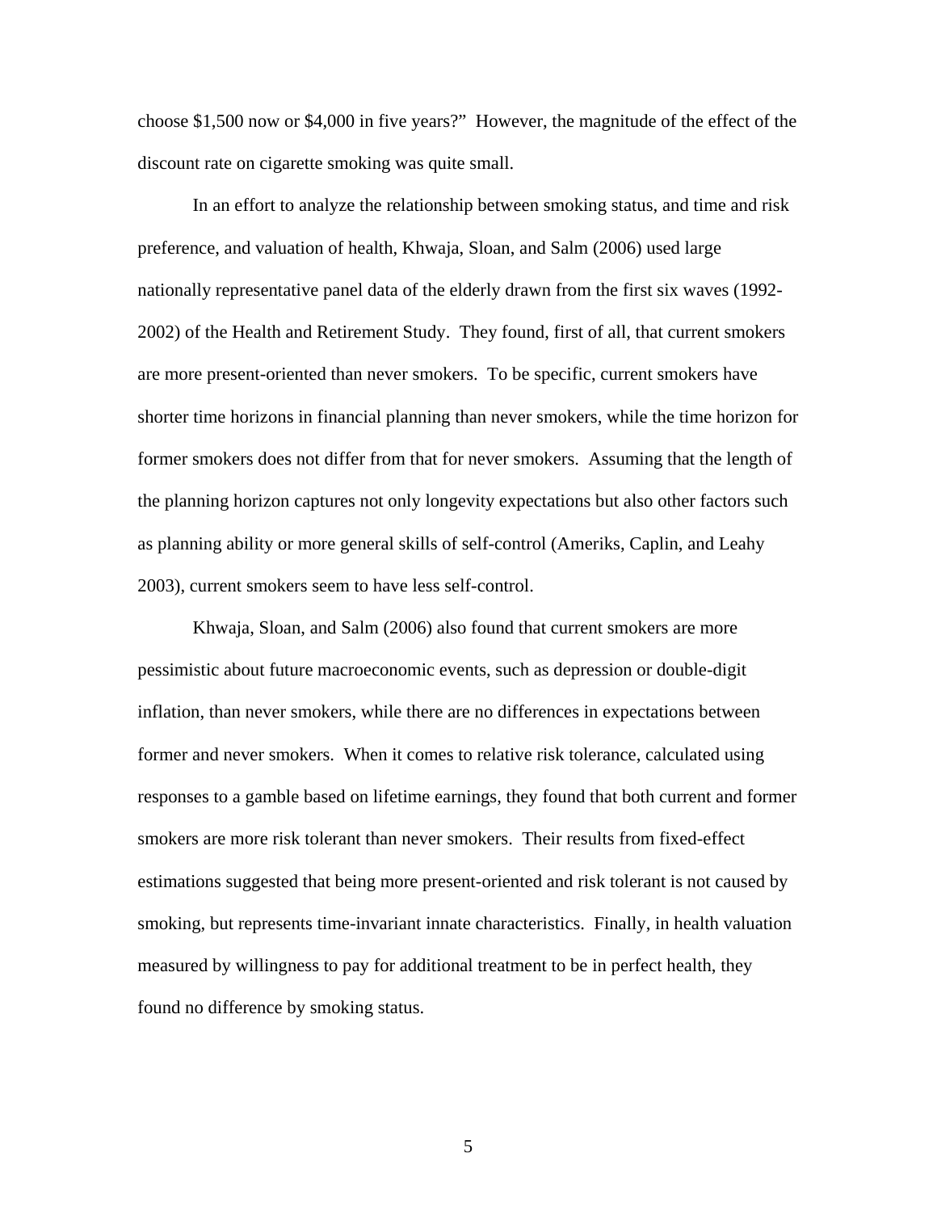choose $1,500 now or $4,000 in five years?" However, the magnitude of the effect of the discount rate on cigarette smoking was quite small.

In an effort to analyze the relationship between smoking status, and time and risk preference, and valuation of health, Khwaja, Sloan, and Salm (2006) used large nationally representative panel data of the elderly drawn from the first six waves (1992-2002) of the Health and Retirement Study. They found, first of all, that current smokers are more present-oriented than never smokers. To be specific, current smokers have shorter time horizons in financial planning than never smokers, while the time horizon for former smokers does not differ from that for never smokers. Assuming that the length of the planning horizon captures not only longevity expectations but also other factors such as planning ability or more general skills of self-control (Ameriks, Caplin, and Leahy 2003), current smokers seem to have less self-control.

Khwaja, Sloan, and Salm (2006) also found that current smokers are more pessimistic about future macroeconomic events, such as depression or double-digit inflation, than never smokers, while there are no differences in expectations between former and never smokers. When it comes to relative risk tolerance, calculated using responses to a gamble based on lifetime earnings, they found that both current and former smokers are more risk tolerant than never smokers. Their results from fixed-effect estimations suggested that being more present-oriented and risk tolerant is not caused by smoking, but represents time-invariant innate characteristics. Finally, in health valuation measured by willingness to pay for additional treatment to be in perfect health, they found no difference by smoking status.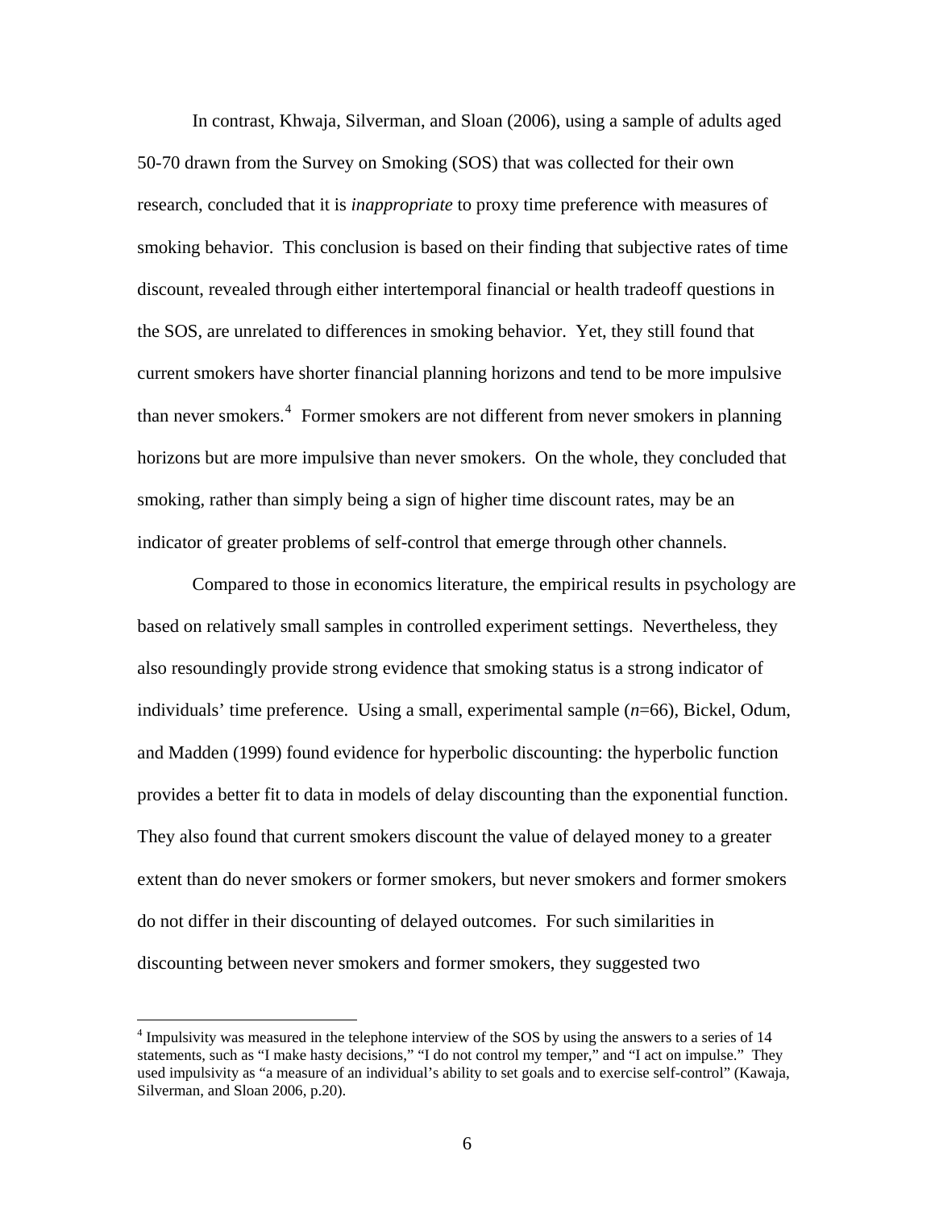In contrast, Khwaja, Silverman, and Sloan (2006), using a sample of adults aged 50-70 drawn from the Survey on Smoking (SOS) that was collected for their own research, concluded that it is *inappropriate* to proxy time preference with measures of smoking behavior. This conclusion is based on their finding that subjective rates of time discount, revealed through either intertemporal financial or health tradeoff questions in the SOS, are unrelated to differences in smoking behavior. Yet, they still found that current smokers have shorter financial planning horizons and tend to be more impulsive than never smokers.[4] Former smokers are not different from never smokers in planning horizons but are more impulsive than never smokers. On the whole, they concluded that smoking, rather than simply being a sign of higher time discount rates, may be an indicator of greater problems of self-control that emerge through other channels.

Compared to those in economics literature, the empirical results in psychology are based on relatively small samples in controlled experiment settings. Nevertheless, they also resoundingly provide strong evidence that smoking status is a strong indicator of individuals' time preference. Using a small, experimental sample (*n*=66), Bickel, Odum, and Madden (1999) found evidence for hyperbolic discounting: the hyperbolic function provides a better fit to data in models of delay discounting than the exponential function. They also found that current smokers discount the value of delayed money to a greater extent than do never smokers or former smokers, but never smokers and former smokers do not differ in their discounting of delayed outcomes. For such similarities in discounting between never smokers and former smokers, they suggested two

---

[4] Impulsivity was measured in the telephone interview of the SOS by using the answers to a series of 14 statements, such as "I make hasty decisions," "I do not control my temper," and "I act on impulse." They used impulsivity as "a measure of an individual's ability to set goals and to exercise self-control" (Kawaja, Silverman, and Sloan 2006, p.20).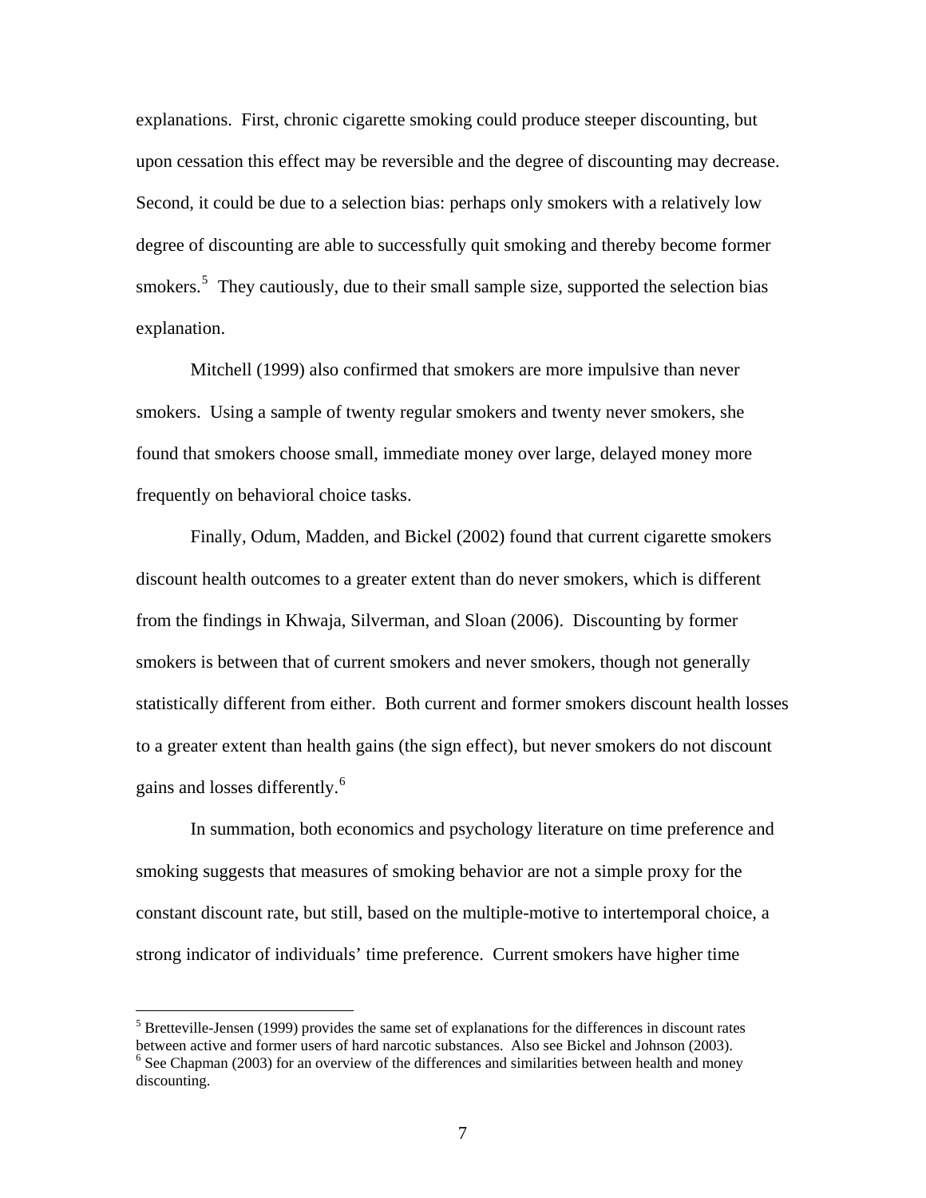explanations. First, chronic cigarette smoking could produce steeper discounting, but upon cessation this effect may be reversible and the degree of discounting may decrease. Second, it could be due to a selection bias: perhaps only smokers with a relatively low degree of discounting are able to successfully quit smoking and thereby become former smokers.[5] They cautiously, due to their small sample size, supported the selection bias explanation.

Mitchell (1999) also confirmed that smokers are more impulsive than never smokers. Using a sample of twenty regular smokers and twenty never smokers, she found that smokers choose small, immediate money over large, delayed money more frequently on behavioral choice tasks.

Finally, Odum, Madden, and Bickel (2002) found that current cigarette smokers discount health outcomes to a greater extent than do never smokers, which is different from the findings in Khwaja, Silverman, and Sloan (2006). Discounting by former smokers is between that of current smokers and never smokers, though not generally statistically different from either. Both current and former smokers discount health losses to a greater extent than health gains (the sign effect), but never smokers do not discount gains and losses differently.[6]

In summation, both economics and psychology literature on time preference and smoking suggests that measures of smoking behavior are not a simple proxy for the constant discount rate, but still, based on the multiple-motive to intertemporal choice, a strong indicator of individuals' time preference. Current smokers have higher time

---

[5] Bretteville-Jensen (1999) provides the same set of explanations for the differences in discount rates between active and former users of hard narcotic substances. Also see Bickel and Johnson (2003).

[6] See Chapman (2003) for an overview of the differences and similarities between health and money discounting.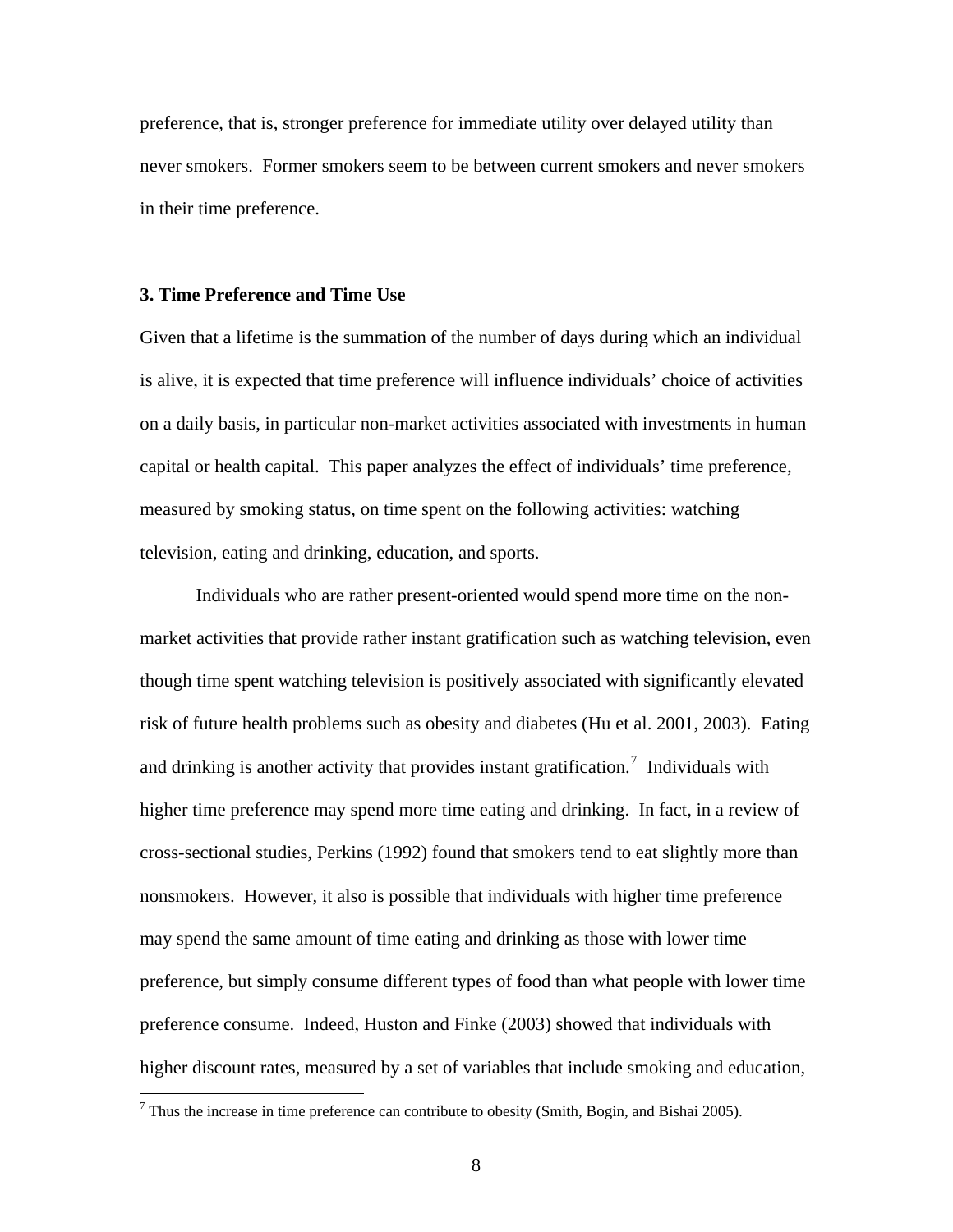preference, that is, stronger preference for immediate utility over delayed utility than never smokers. Former smokers seem to be between current smokers and never smokers in their time preference.

### 3. Time Preference and Time Use

Given that a lifetime is the summation of the number of days during which an individual is alive, it is expected that time preference will influence individuals' choice of activities on a daily basis, in particular non-market activities associated with investments in human capital or health capital. This paper analyzes the effect of individuals' time preference, measured by smoking status, on time spent on the following activities: watching television, eating and drinking, education, and sports.

Individuals who are rather present-oriented would spend more time on the non-market activities that provide rather instant gratification such as watching television, even though time spent watching television is positively associated with significantly elevated risk of future health problems such as obesity and diabetes (Hu et al. 2001, 2003). Eating and drinking is another activity that provides instant gratification.[7] Individuals with higher time preference may spend more time eating and drinking. In fact, in a review of cross-sectional studies, Perkins (1992) found that smokers tend to eat slightly more than nonsmokers. However, it also is possible that individuals with higher time preference may spend the same amount of time eating and drinking as those with lower time preference, but simply consume different types of food than what people with lower time preference consume. Indeed, Huston and Finke (2003) showed that individuals with higher discount rates, measured by a set of variables that include smoking and education,

[7] Thus the increase in time preference can contribute to obesity (Smith, Bogin, and Bishai 2005).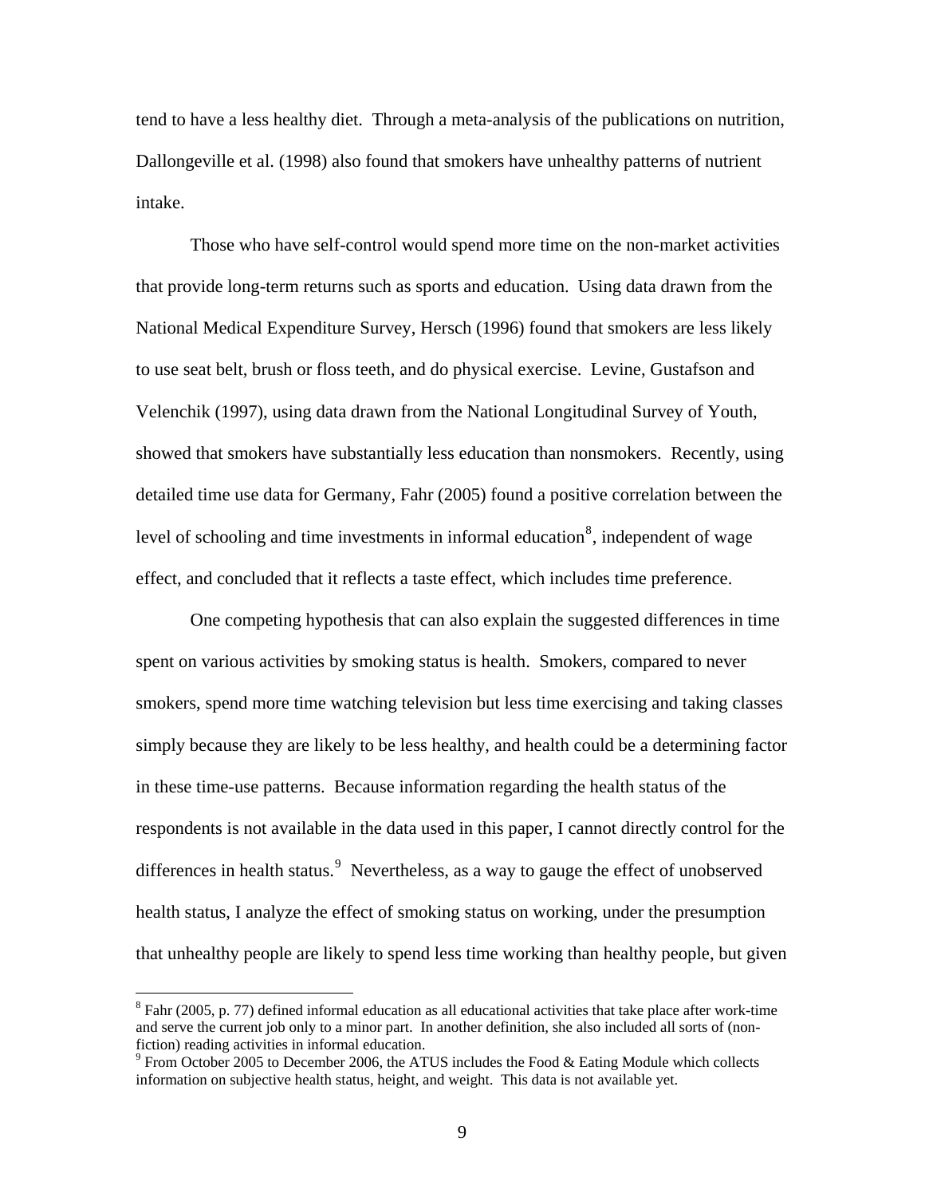tend to have a less healthy diet. Through a meta-analysis of the publications on nutrition, Dallongeville et al. (1998) also found that smokers have unhealthy patterns of nutrient intake.

Those who have self-control would spend more time on the non-market activities that provide long-term returns such as sports and education. Using data drawn from the National Medical Expenditure Survey, Hersch (1996) found that smokers are less likely to use seat belt, brush or floss teeth, and do physical exercise. Levine, Gustafson and Velenchik (1997), using data drawn from the National Longitudinal Survey of Youth, showed that smokers have substantially less education than nonsmokers. Recently, using detailed time use data for Germany, Fahr (2005) found a positive correlation between the level of schooling and time investments in informal education[8], independent of wage effect, and concluded that it reflects a taste effect, which includes time preference.

One competing hypothesis that can also explain the suggested differences in time spent on various activities by smoking status is health. Smokers, compared to never smokers, spend more time watching television but less time exercising and taking classes simply because they are likely to be less healthy, and health could be a determining factor in these time-use patterns. Because information regarding the health status of the respondents is not available in the data used in this paper, I cannot directly control for the differences in health status.[9] Nevertheless, as a way to gauge the effect of unobserved health status, I analyze the effect of smoking status on working, under the presumption that unhealthy people are likely to spend less time working than healthy people, but given

---

[8] Fahr (2005, p. 77) defined informal education as all educational activities that take place after work-time and serve the current job only to a minor part. In another definition, she also included all sorts of (non-fiction) reading activities in informal education.

[9] From October 2005 to December 2006, the ATUS includes the Food & Eating Module which collects information on subjective health status, height, and weight. This data is not available yet.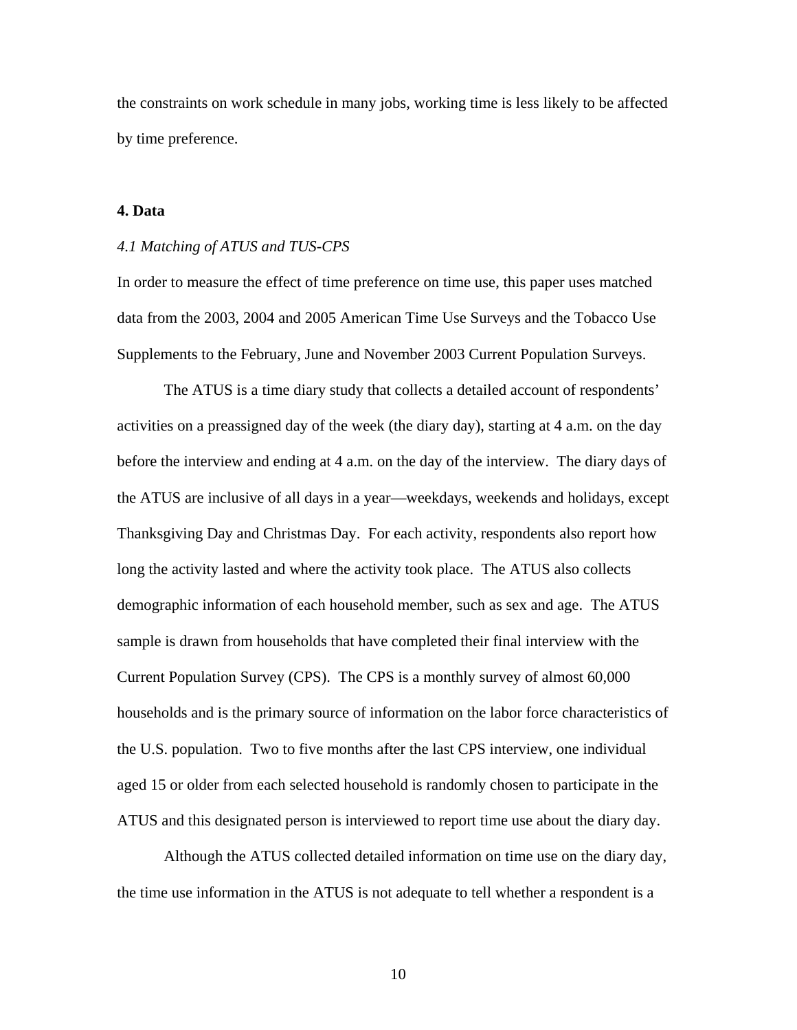the constraints on work schedule in many jobs, working time is less likely to be affected by time preference.

## 4. Data

### *4.1 Matching of ATUS and TUS-CPS*

In order to measure the effect of time preference on time use, this paper uses matched data from the 2003, 2004 and 2005 American Time Use Surveys and the Tobacco Use Supplements to the February, June and November 2003 Current Population Surveys.

The ATUS is a time diary study that collects a detailed account of respondents' activities on a preassigned day of the week (the diary day), starting at 4 a.m. on the day before the interview and ending at 4 a.m. on the day of the interview. The diary days of the ATUS are inclusive of all days in a year—weekdays, weekends and holidays, except Thanksgiving Day and Christmas Day. For each activity, respondents also report how long the activity lasted and where the activity took place. The ATUS also collects demographic information of each household member, such as sex and age. The ATUS sample is drawn from households that have completed their final interview with the Current Population Survey (CPS). The CPS is a monthly survey of almost 60,000 households and is the primary source of information on the labor force characteristics of the U.S. population. Two to five months after the last CPS interview, one individual aged 15 or older from each selected household is randomly chosen to participate in the ATUS and this designated person is interviewed to report time use about the diary day.

Although the ATUS collected detailed information on time use on the diary day, the time use information in the ATUS is not adequate to tell whether a respondent is a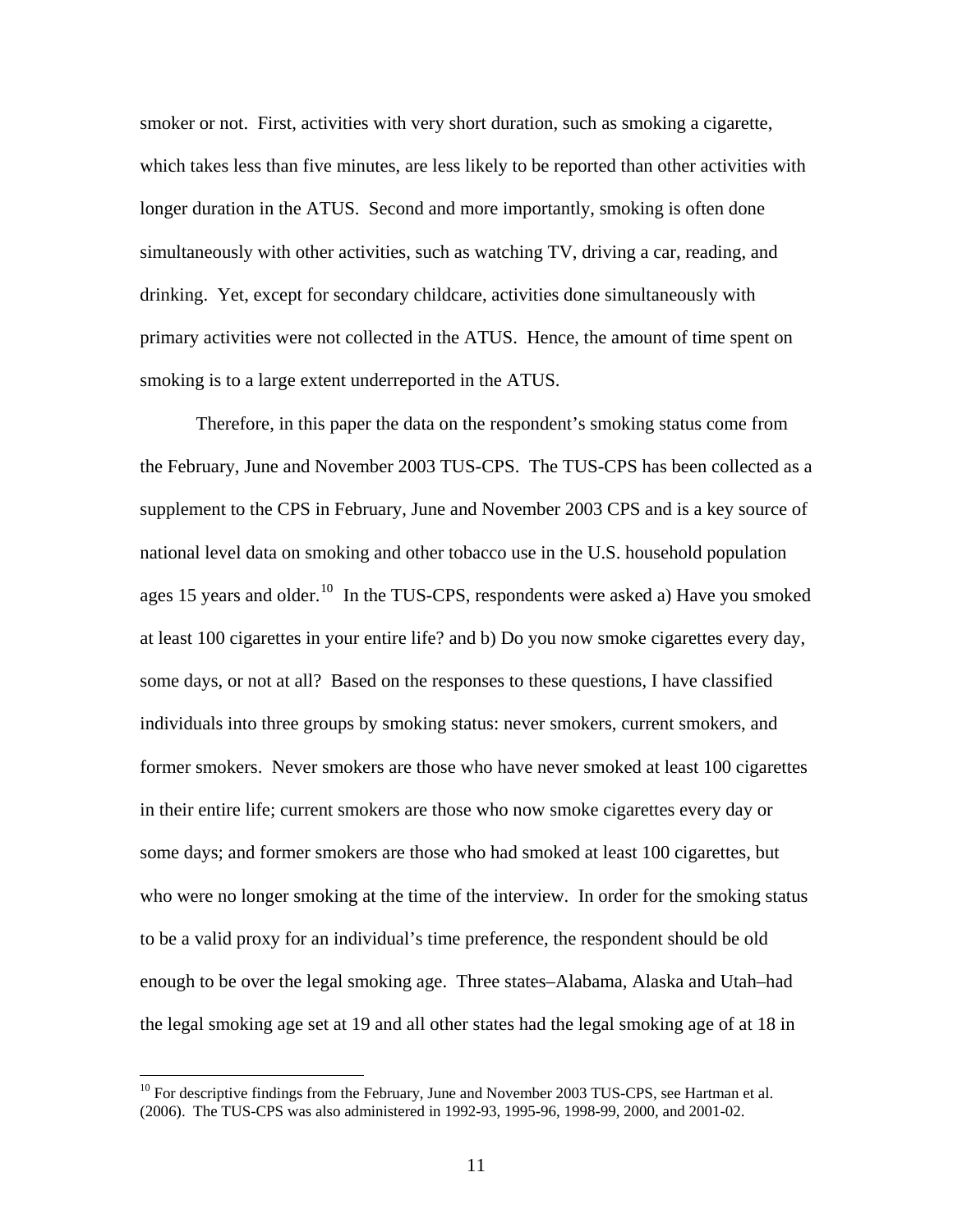smoker or not. First, activities with very short duration, such as smoking a cigarette, which takes less than five minutes, are less likely to be reported than other activities with longer duration in the ATUS. Second and more importantly, smoking is often done simultaneously with other activities, such as watching TV, driving a car, reading, and drinking. Yet, except for secondary childcare, activities done simultaneously with primary activities were not collected in the ATUS. Hence, the amount of time spent on smoking is to a large extent underreported in the ATUS.

Therefore, in this paper the data on the respondent's smoking status come from the February, June and November 2003 TUS-CPS. The TUS-CPS has been collected as a supplement to the CPS in February, June and November 2003 CPS and is a key source of national level data on smoking and other tobacco use in the U.S. household population ages 15 years and older.[10] In the TUS-CPS, respondents were asked a) Have you smoked at least 100 cigarettes in your entire life? and b) Do you now smoke cigarettes every day, some days, or not at all? Based on the responses to these questions, I have classified individuals into three groups by smoking status: never smokers, current smokers, and former smokers. Never smokers are those who have never smoked at least 100 cigarettes in their entire life; current smokers are those who now smoke cigarettes every day or some days; and former smokers are those who had smoked at least 100 cigarettes, but who were no longer smoking at the time of the interview. In order for the smoking status to be a valid proxy for an individual's time preference, the respondent should be old enough to be over the legal smoking age. Three states–Alabama, Alaska and Utah–had the legal smoking age set at 19 and all other states had the legal smoking age of at 18 in

[10] For descriptive findings from the February, June and November 2003 TUS-CPS, see Hartman et al. (2006). The TUS-CPS was also administered in 1992-93, 1995-96, 1998-99, 2000, and 2001-02.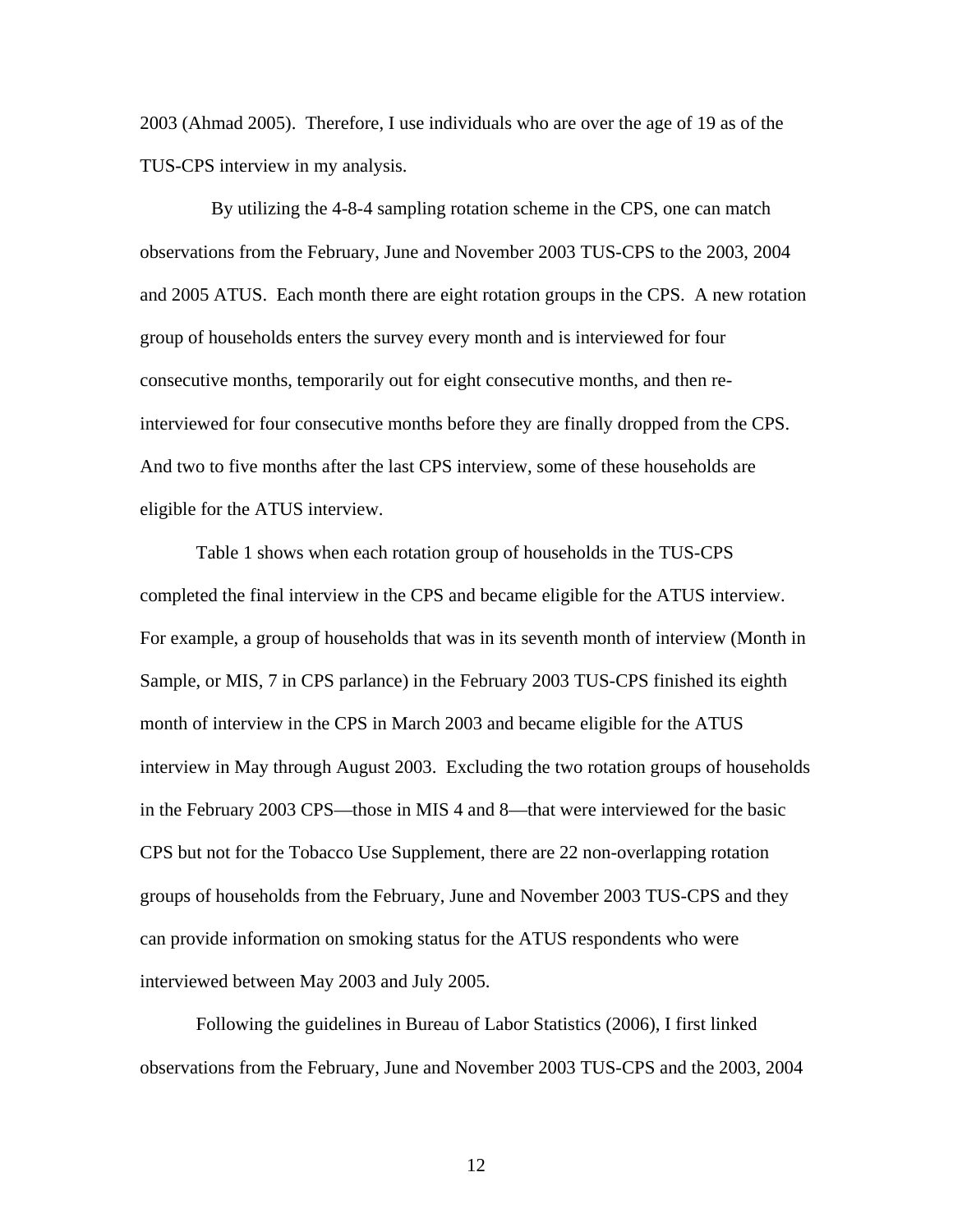2003 (Ahmad 2005). Therefore, I use individuals who are over the age of 19 as of the TUS-CPS interview in my analysis.

By utilizing the 4-8-4 sampling rotation scheme in the CPS, one can match observations from the February, June and November 2003 TUS-CPS to the 2003, 2004 and 2005 ATUS. Each month there are eight rotation groups in the CPS. A new rotation group of households enters the survey every month and is interviewed for four consecutive months, temporarily out for eight consecutive months, and then re-interviewed for four consecutive months before they are finally dropped from the CPS. And two to five months after the last CPS interview, some of these households are eligible for the ATUS interview.

Table 1 shows when each rotation group of households in the TUS-CPS completed the final interview in the CPS and became eligible for the ATUS interview. For example, a group of households that was in its seventh month of interview (Month in Sample, or MIS, 7 in CPS parlance) in the February 2003 TUS-CPS finished its eighth month of interview in the CPS in March 2003 and became eligible for the ATUS interview in May through August 2003. Excluding the two rotation groups of households in the February 2003 CPS—those in MIS 4 and 8—that were interviewed for the basic CPS but not for the Tobacco Use Supplement, there are 22 non-overlapping rotation groups of households from the February, June and November 2003 TUS-CPS and they can provide information on smoking status for the ATUS respondents who were interviewed between May 2003 and July 2005.

Following the guidelines in Bureau of Labor Statistics (2006), I first linked observations from the February, June and November 2003 TUS-CPS and the 2003, 2004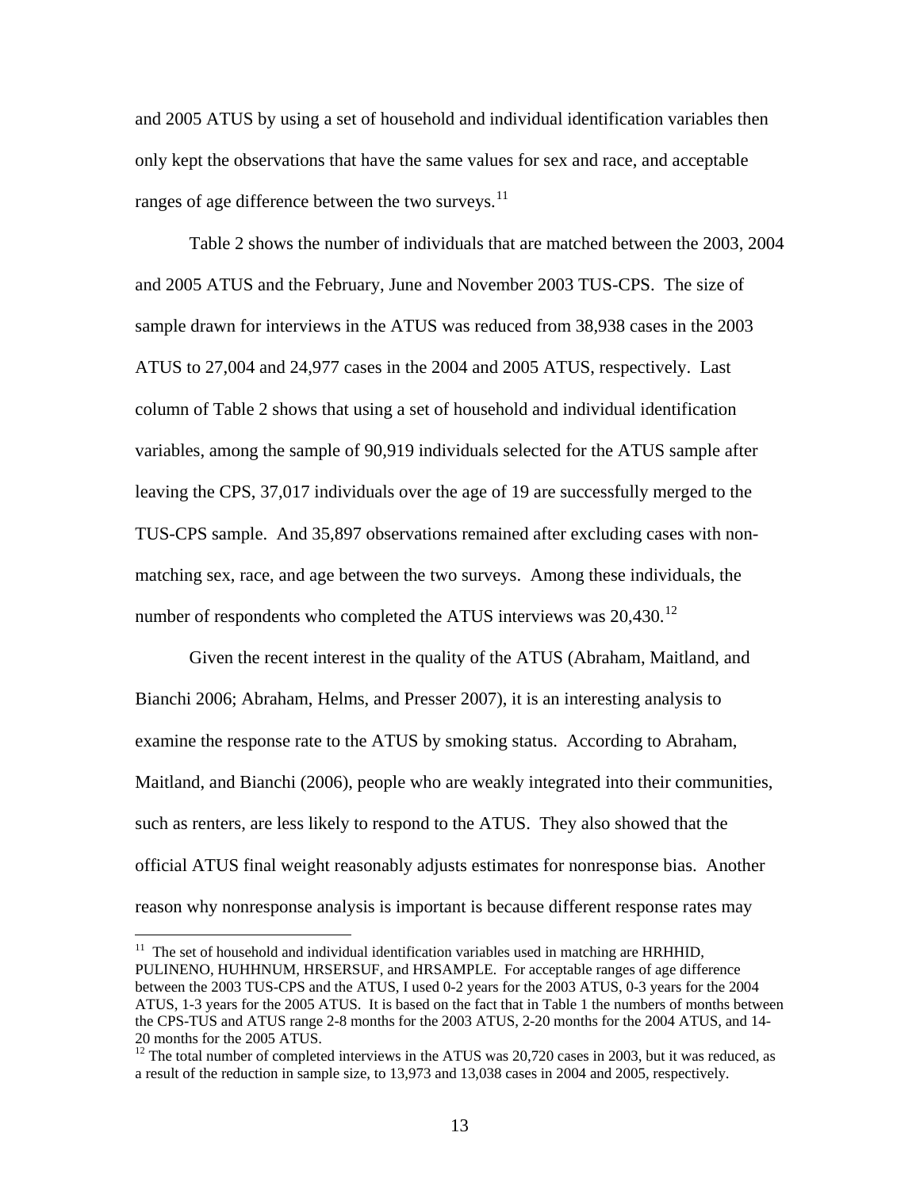and 2005 ATUS by using a set of household and individual identification variables then only kept the observations that have the same values for sex and race, and acceptable ranges of age difference between the two surveys.[11]

Table 2 shows the number of individuals that are matched between the 2003, 2004 and 2005 ATUS and the February, June and November 2003 TUS-CPS. The size of sample drawn for interviews in the ATUS was reduced from 38,938 cases in the 2003 ATUS to 27,004 and 24,977 cases in the 2004 and 2005 ATUS, respectively. Last column of Table 2 shows that using a set of household and individual identification variables, among the sample of 90,919 individuals selected for the ATUS sample after leaving the CPS, 37,017 individuals over the age of 19 are successfully merged to the TUS-CPS sample. And 35,897 observations remained after excluding cases with non-matching sex, race, and age between the two surveys. Among these individuals, the number of respondents who completed the ATUS interviews was 20,430.[12]

Given the recent interest in the quality of the ATUS (Abraham, Maitland, and Bianchi 2006; Abraham, Helms, and Presser 2007), it is an interesting analysis to examine the response rate to the ATUS by smoking status. According to Abraham, Maitland, and Bianchi (2006), people who are weakly integrated into their communities, such as renters, are less likely to respond to the ATUS. They also showed that the official ATUS final weight reasonably adjusts estimates for nonresponse bias. Another reason why nonresponse analysis is important is because different response rates may

---

[11] The set of household and individual identification variables used in matching are HRHHID, PULINENO, HUHHNUM, HRSERSUF, and HRSAMPLE. For acceptable ranges of age difference between the 2003 TUS-CPS and the ATUS, I used 0-2 years for the 2003 ATUS, 0-3 years for the 2004 ATUS, 1-3 years for the 2005 ATUS. It is based on the fact that in Table 1 the numbers of months between the CPS-TUS and ATUS range 2-8 months for the 2003 ATUS, 2-20 months for the 2004 ATUS, and 14-20 months for the 2005 ATUS.

[12] The total number of completed interviews in the ATUS was 20,720 cases in 2003, but it was reduced, as a result of the reduction in sample size, to 13,973 and 13,038 cases in 2004 and 2005, respectively.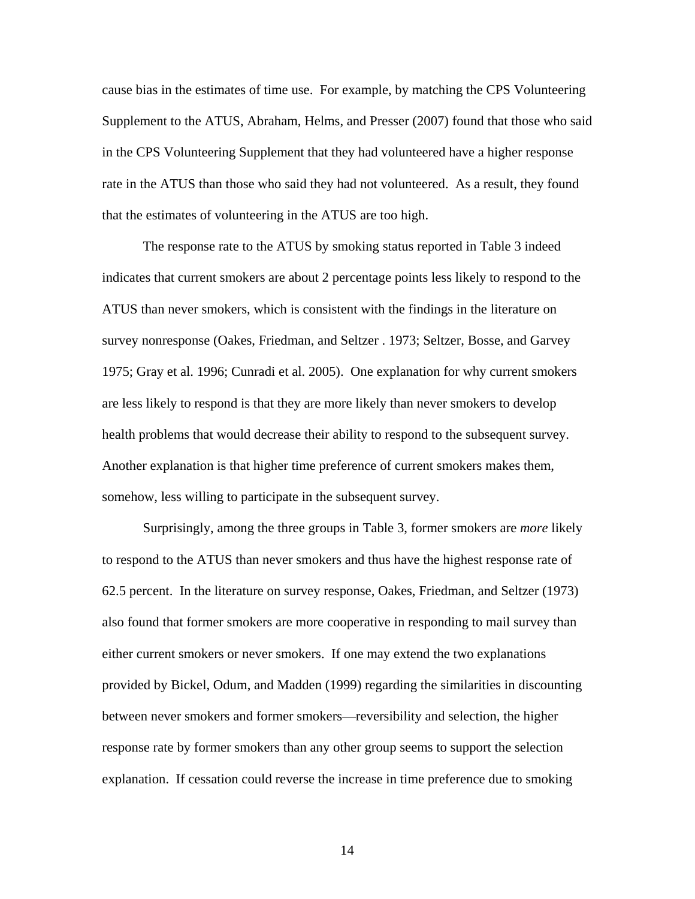cause bias in the estimates of time use. For example, by matching the CPS Volunteering Supplement to the ATUS, Abraham, Helms, and Presser (2007) found that those who said in the CPS Volunteering Supplement that they had volunteered have a higher response rate in the ATUS than those who said they had not volunteered. As a result, they found that the estimates of volunteering in the ATUS are too high.

The response rate to the ATUS by smoking status reported in Table 3 indeed indicates that current smokers are about 2 percentage points less likely to respond to the ATUS than never smokers, which is consistent with the findings in the literature on survey nonresponse (Oakes, Friedman, and Seltzer . 1973; Seltzer, Bosse, and Garvey 1975; Gray et al. 1996; Cunradi et al. 2005). One explanation for why current smokers are less likely to respond is that they are more likely than never smokers to develop health problems that would decrease their ability to respond to the subsequent survey. Another explanation is that higher time preference of current smokers makes them, somehow, less willing to participate in the subsequent survey.

Surprisingly, among the three groups in Table 3, former smokers are *more* likely to respond to the ATUS than never smokers and thus have the highest response rate of 62.5 percent. In the literature on survey response, Oakes, Friedman, and Seltzer (1973) also found that former smokers are more cooperative in responding to mail survey than either current smokers or never smokers. If one may extend the two explanations provided by Bickel, Odum, and Madden (1999) regarding the similarities in discounting between never smokers and former smokers—reversibility and selection, the higher response rate by former smokers than any other group seems to support the selection explanation. If cessation could reverse the increase in time preference due to smoking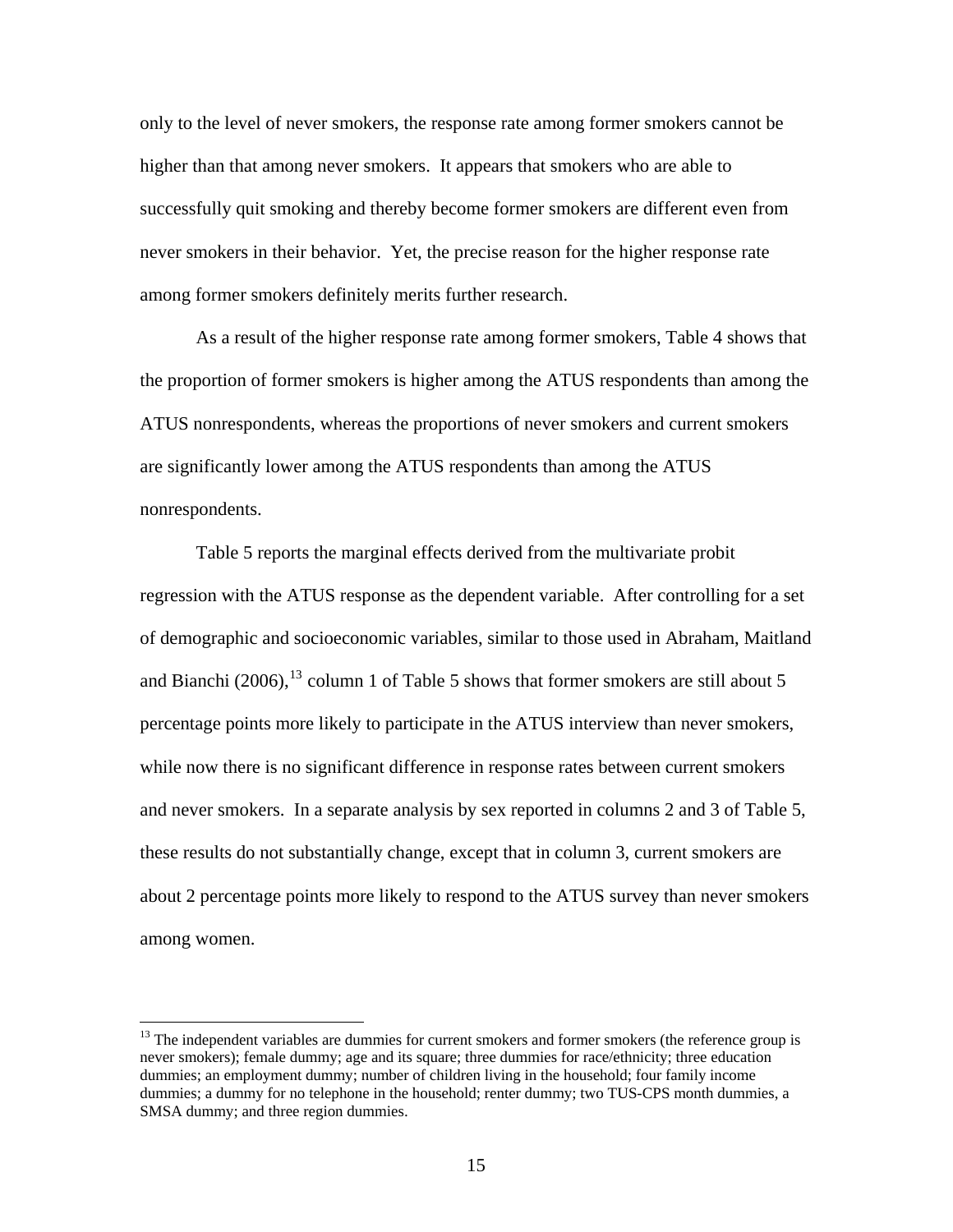only to the level of never smokers, the response rate among former smokers cannot be higher than that among never smokers. It appears that smokers who are able to successfully quit smoking and thereby become former smokers are different even from never smokers in their behavior. Yet, the precise reason for the higher response rate among former smokers definitely merits further research.

As a result of the higher response rate among former smokers, Table 4 shows that the proportion of former smokers is higher among the ATUS respondents than among the ATUS nonrespondents, whereas the proportions of never smokers and current smokers are significantly lower among the ATUS respondents than among the ATUS nonrespondents.

Table 5 reports the marginal effects derived from the multivariate probit regression with the ATUS response as the dependent variable. After controlling for a set of demographic and socioeconomic variables, similar to those used in Abraham, Maitland and Bianchi (2006),[13] column 1 of Table 5 shows that former smokers are still about 5 percentage points more likely to participate in the ATUS interview than never smokers, while now there is no significant difference in response rates between current smokers and never smokers. In a separate analysis by sex reported in columns 2 and 3 of Table 5, these results do not substantially change, except that in column 3, current smokers are about 2 percentage points more likely to respond to the ATUS survey than never smokers among women.

---

[13] The independent variables are dummies for current smokers and former smokers (the reference group is never smokers); female dummy; age and its square; three dummies for race/ethnicity; three education dummies; an employment dummy; number of children living in the household; four family income dummies; a dummy for no telephone in the household; renter dummy; two TUS-CPS month dummies, a SMSA dummy; and three region dummies.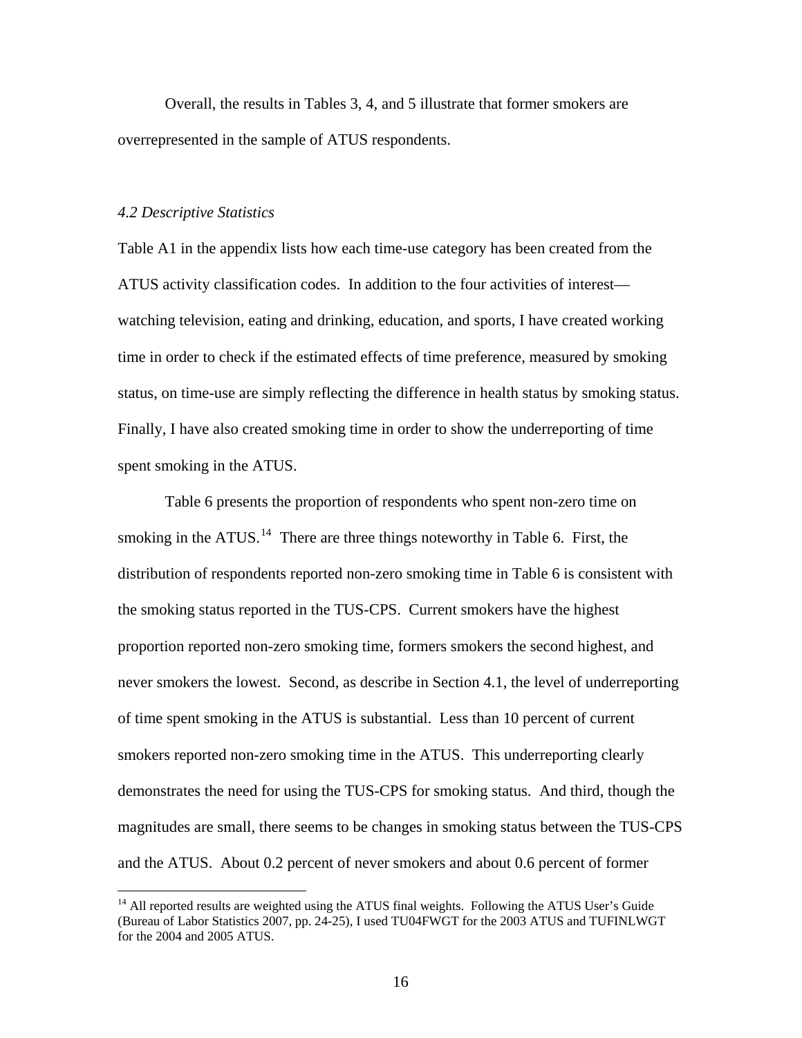Overall, the results in Tables 3, 4, and 5 illustrate that former smokers are overrepresented in the sample of ATUS respondents.

### *4.2 Descriptive Statistics*

Table A1 in the appendix lists how each time-use category has been created from the ATUS activity classification codes. In addition to the four activities of interest—watching television, eating and drinking, education, and sports, I have created working time in order to check if the estimated effects of time preference, measured by smoking status, on time-use are simply reflecting the difference in health status by smoking status. Finally, I have also created smoking time in order to show the underreporting of time spent smoking in the ATUS.

Table 6 presents the proportion of respondents who spent non-zero time on smoking in the ATUS.[14] There are three things noteworthy in Table 6. First, the distribution of respondents reported non-zero smoking time in Table 6 is consistent with the smoking status reported in the TUS-CPS. Current smokers have the highest proportion reported non-zero smoking time, formers smokers the second highest, and never smokers the lowest. Second, as describe in Section 4.1, the level of underreporting of time spent smoking in the ATUS is substantial. Less than 10 percent of current smokers reported non-zero smoking time in the ATUS. This underreporting clearly demonstrates the need for using the TUS-CPS for smoking status. And third, though the magnitudes are small, there seems to be changes in smoking status between the TUS-CPS and the ATUS. About 0.2 percent of never smokers and about 0.6 percent of former

[14] All reported results are weighted using the ATUS final weights. Following the ATUS User's Guide (Bureau of Labor Statistics 2007, pp. 24-25), I used TU04FWGT for the 2003 ATUS and TUFINLWGT for the 2004 and 2005 ATUS.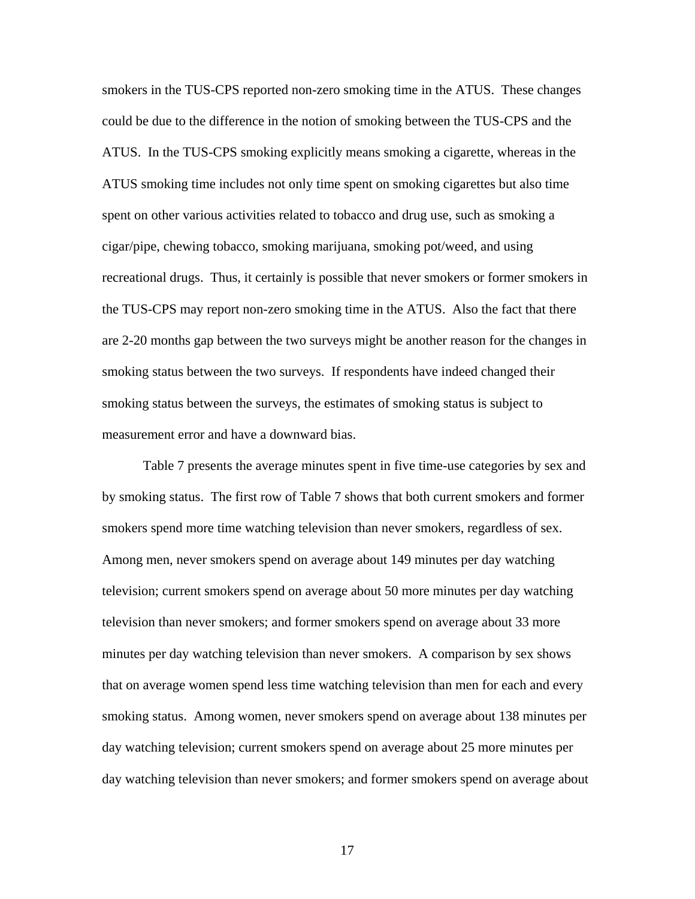smokers in the TUS-CPS reported non-zero smoking time in the ATUS. These changes could be due to the difference in the notion of smoking between the TUS-CPS and the ATUS. In the TUS-CPS smoking explicitly means smoking a cigarette, whereas in the ATUS smoking time includes not only time spent on smoking cigarettes but also time spent on other various activities related to tobacco and drug use, such as smoking a cigar/pipe, chewing tobacco, smoking marijuana, smoking pot/weed, and using recreational drugs. Thus, it certainly is possible that never smokers or former smokers in the TUS-CPS may report non-zero smoking time in the ATUS. Also the fact that there are 2-20 months gap between the two surveys might be another reason for the changes in smoking status between the two surveys. If respondents have indeed changed their smoking status between the surveys, the estimates of smoking status is subject to measurement error and have a downward bias.

Table 7 presents the average minutes spent in five time-use categories by sex and by smoking status. The first row of Table 7 shows that both current smokers and former smokers spend more time watching television than never smokers, regardless of sex. Among men, never smokers spend on average about 149 minutes per day watching television; current smokers spend on average about 50 more minutes per day watching television than never smokers; and former smokers spend on average about 33 more minutes per day watching television than never smokers. A comparison by sex shows that on average women spend less time watching television than men for each and every smoking status. Among women, never smokers spend on average about 138 minutes per day watching television; current smokers spend on average about 25 more minutes per day watching television than never smokers; and former smokers spend on average about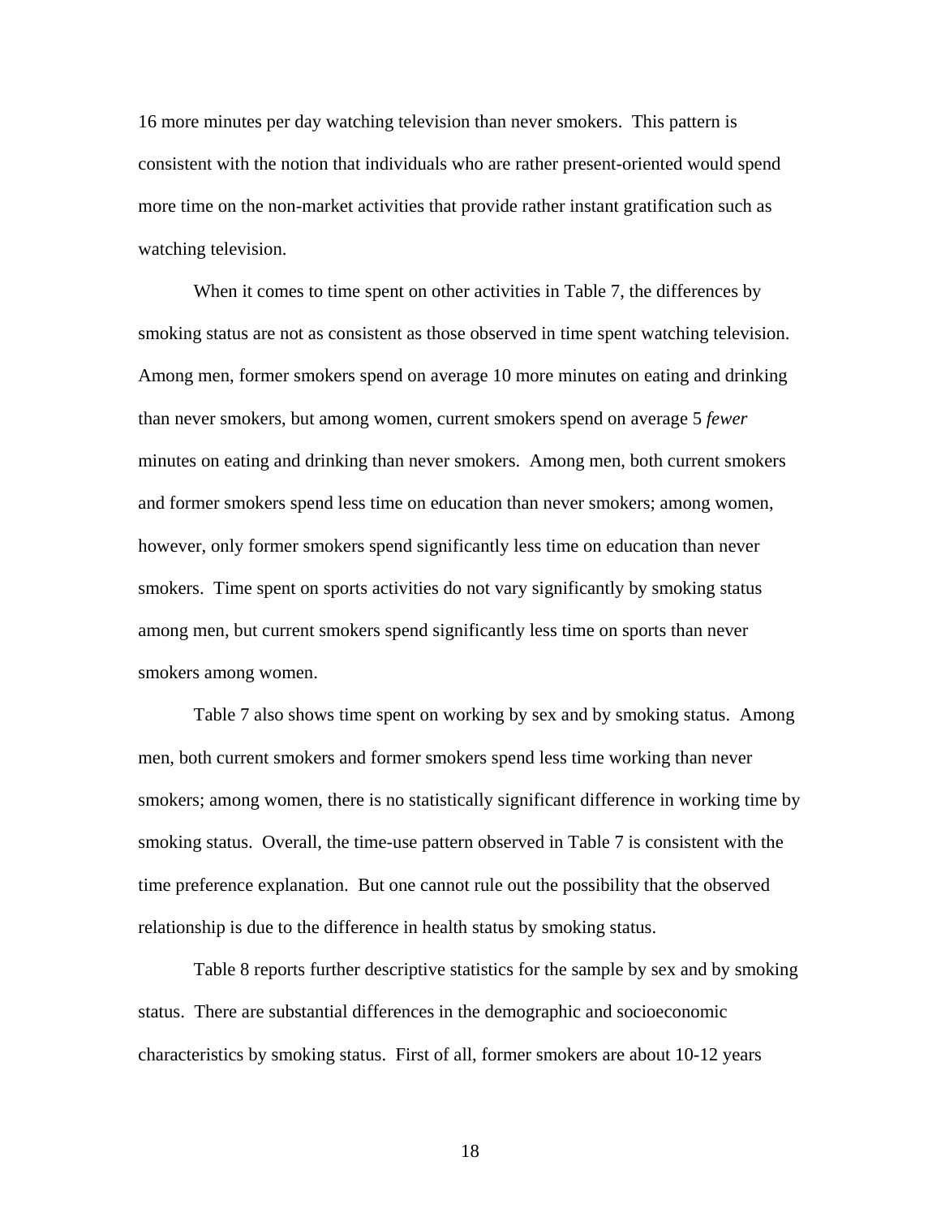16 more minutes per day watching television than never smokers. This pattern is consistent with the notion that individuals who are rather present-oriented would spend more time on the non-market activities that provide rather instant gratification such as watching television.

When it comes to time spent on other activities in Table 7, the differences by smoking status are not as consistent as those observed in time spent watching television. Among men, former smokers spend on average 10 more minutes on eating and drinking than never smokers, but among women, current smokers spend on average 5 *fewer* minutes on eating and drinking than never smokers. Among men, both current smokers and former smokers spend less time on education than never smokers; among women, however, only former smokers spend significantly less time on education than never smokers. Time spent on sports activities do not vary significantly by smoking status among men, but current smokers spend significantly less time on sports than never smokers among women.

Table 7 also shows time spent on working by sex and by smoking status. Among men, both current smokers and former smokers spend less time working than never smokers; among women, there is no statistically significant difference in working time by smoking status. Overall, the time-use pattern observed in Table 7 is consistent with the time preference explanation. But one cannot rule out the possibility that the observed relationship is due to the difference in health status by smoking status.

Table 8 reports further descriptive statistics for the sample by sex and by smoking status. There are substantial differences in the demographic and socioeconomic characteristics by smoking status. First of all, former smokers are about 10-12 years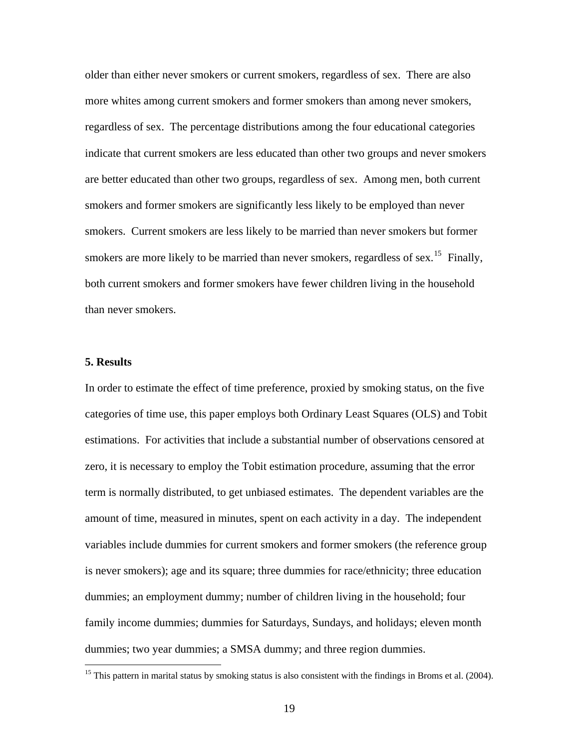older than either never smokers or current smokers, regardless of sex. There are also more whites among current smokers and former smokers than among never smokers, regardless of sex. The percentage distributions among the four educational categories indicate that current smokers are less educated than other two groups and never smokers are better educated than other two groups, regardless of sex. Among men, both current smokers and former smokers are significantly less likely to be employed than never smokers. Current smokers are less likely to be married than never smokers but former smokers are more likely to be married than never smokers, regardless of sex.[15] Finally, both current smokers and former smokers have fewer children living in the household than never smokers.

## 5. Results

In order to estimate the effect of time preference, proxied by smoking status, on the five categories of time use, this paper employs both Ordinary Least Squares (OLS) and Tobit estimations. For activities that include a substantial number of observations censored at zero, it is necessary to employ the Tobit estimation procedure, assuming that the error term is normally distributed, to get unbiased estimates. The dependent variables are the amount of time, measured in minutes, spent on each activity in a day. The independent variables include dummies for current smokers and former smokers (the reference group is never smokers); age and its square; three dummies for race/ethnicity; three education dummies; an employment dummy; number of children living in the household; four family income dummies; dummies for Saturdays, Sundays, and holidays; eleven month dummies; two year dummies; a SMSA dummy; and three region dummies.

[15] This pattern in marital status by smoking status is also consistent with the findings in Broms et al. (2004).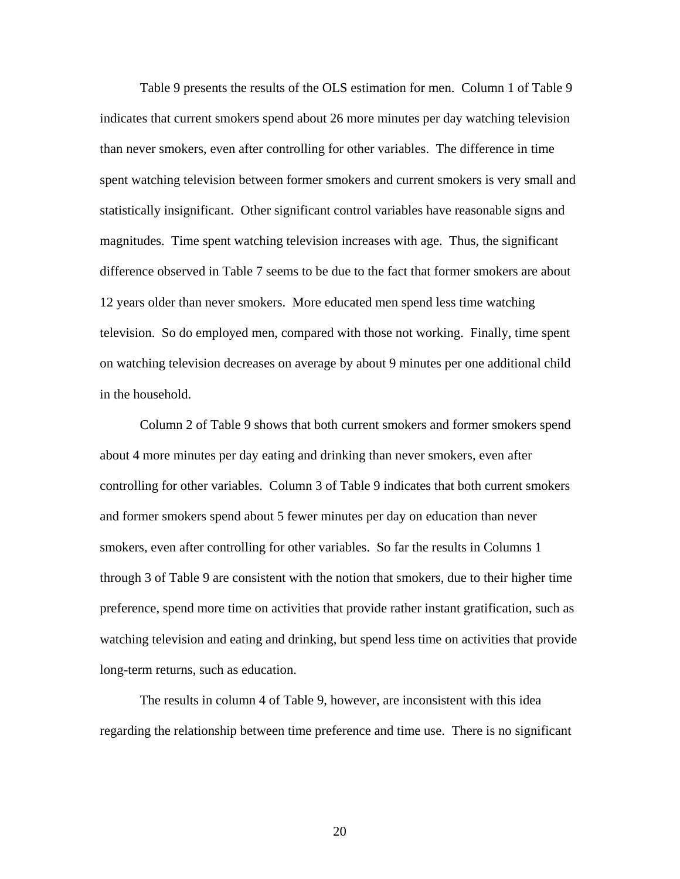Table 9 presents the results of the OLS estimation for men. Column 1 of Table 9 indicates that current smokers spend about 26 more minutes per day watching television than never smokers, even after controlling for other variables. The difference in time spent watching television between former smokers and current smokers is very small and statistically insignificant. Other significant control variables have reasonable signs and magnitudes. Time spent watching television increases with age. Thus, the significant difference observed in Table 7 seems to be due to the fact that former smokers are about 12 years older than never smokers. More educated men spend less time watching television. So do employed men, compared with those not working. Finally, time spent on watching television decreases on average by about 9 minutes per one additional child in the household.

Column 2 of Table 9 shows that both current smokers and former smokers spend about 4 more minutes per day eating and drinking than never smokers, even after controlling for other variables. Column 3 of Table 9 indicates that both current smokers and former smokers spend about 5 fewer minutes per day on education than never smokers, even after controlling for other variables. So far the results in Columns 1 through 3 of Table 9 are consistent with the notion that smokers, due to their higher time preference, spend more time on activities that provide rather instant gratification, such as watching television and eating and drinking, but spend less time on activities that provide long-term returns, such as education.

The results in column 4 of Table 9, however, are inconsistent with this idea regarding the relationship between time preference and time use. There is no significant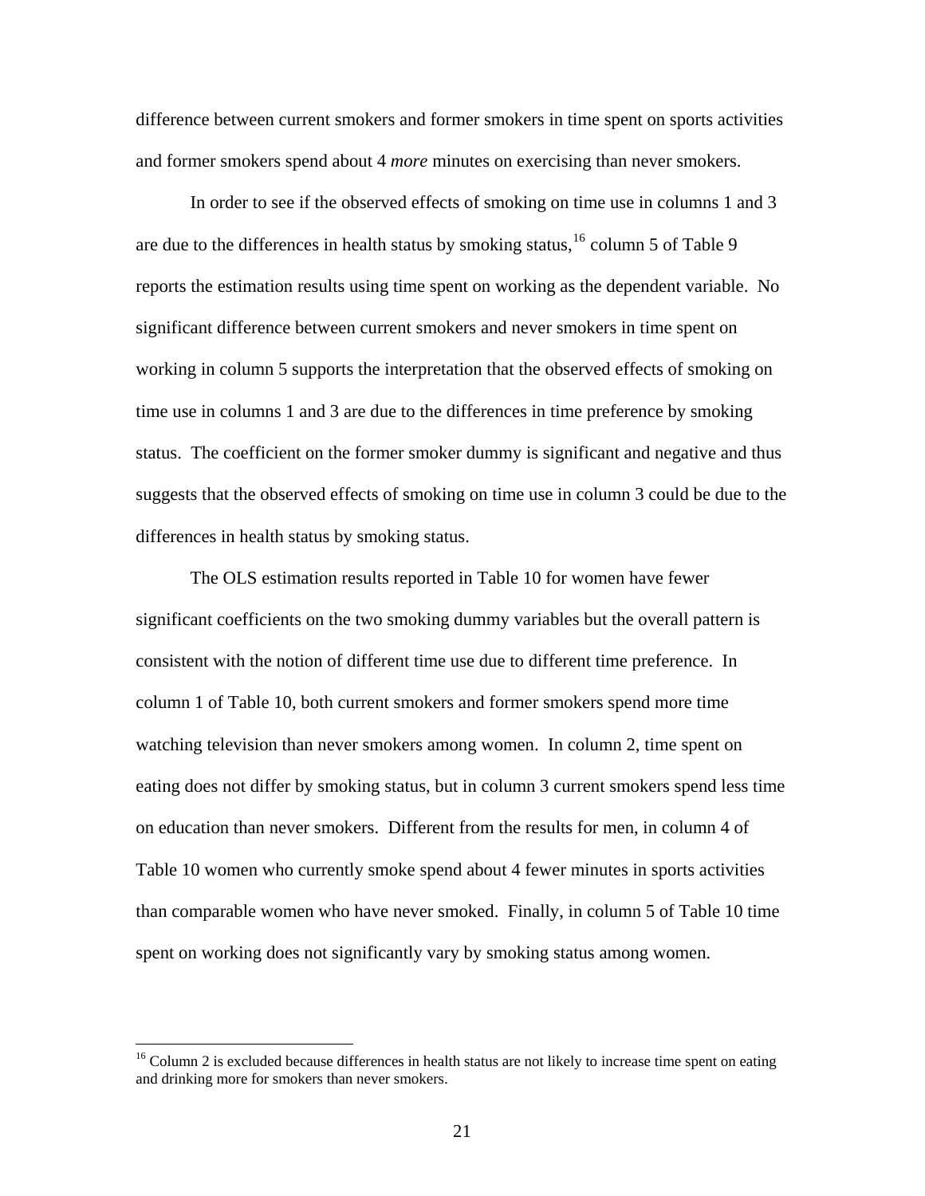difference between current smokers and former smokers in time spent on sports activities and former smokers spend about 4 *more* minutes on exercising than never smokers.

In order to see if the observed effects of smoking on time use in columns 1 and 3 are due to the differences in health status by smoking status,[16] column 5 of Table 9 reports the estimation results using time spent on working as the dependent variable. No significant difference between current smokers and never smokers in time spent on working in column 5 supports the interpretation that the observed effects of smoking on time use in columns 1 and 3 are due to the differences in time preference by smoking status. The coefficient on the former smoker dummy is significant and negative and thus suggests that the observed effects of smoking on time use in column 3 could be due to the differences in health status by smoking status.

The OLS estimation results reported in Table 10 for women have fewer significant coefficients on the two smoking dummy variables but the overall pattern is consistent with the notion of different time use due to different time preference. In column 1 of Table 10, both current smokers and former smokers spend more time watching television than never smokers among women. In column 2, time spent on eating does not differ by smoking status, but in column 3 current smokers spend less time on education than never smokers. Different from the results for men, in column 4 of Table 10 women who currently smoke spend about 4 fewer minutes in sports activities than comparable women who have never smoked. Finally, in column 5 of Table 10 time spent on working does not significantly vary by smoking status among women.

[16] Column 2 is excluded because differences in health status are not likely to increase time spent on eating and drinking more for smokers than never smokers.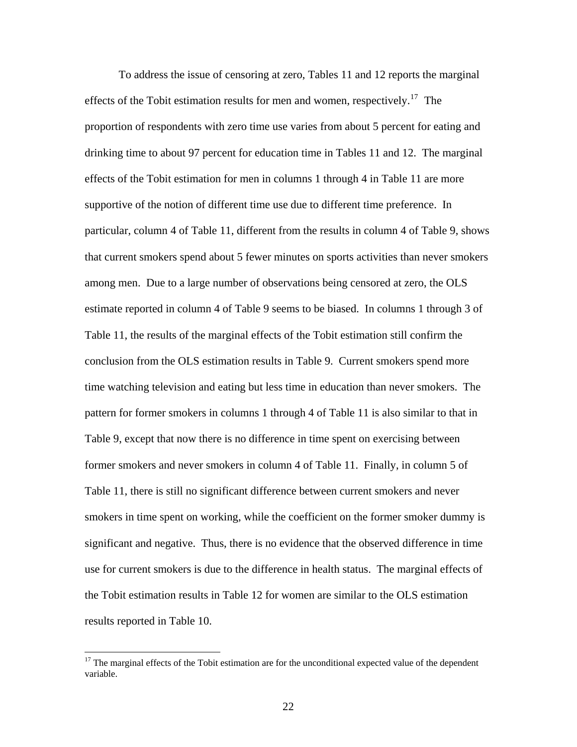To address the issue of censoring at zero, Tables 11 and 12 reports the marginal effects of the Tobit estimation results for men and women, respectively.[17] The proportion of respondents with zero time use varies from about 5 percent for eating and drinking time to about 97 percent for education time in Tables 11 and 12. The marginal effects of the Tobit estimation for men in columns 1 through 4 in Table 11 are more supportive of the notion of different time use due to different time preference. In particular, column 4 of Table 11, different from the results in column 4 of Table 9, shows that current smokers spend about 5 fewer minutes on sports activities than never smokers among men. Due to a large number of observations being censored at zero, the OLS estimate reported in column 4 of Table 9 seems to be biased. In columns 1 through 3 of Table 11, the results of the marginal effects of the Tobit estimation still confirm the conclusion from the OLS estimation results in Table 9. Current smokers spend more time watching television and eating but less time in education than never smokers. The pattern for former smokers in columns 1 through 4 of Table 11 is also similar to that in Table 9, except that now there is no difference in time spent on exercising between former smokers and never smokers in column 4 of Table 11. Finally, in column 5 of Table 11, there is still no significant difference between current smokers and never smokers in time spent on working, while the coefficient on the former smoker dummy is significant and negative. Thus, there is no evidence that the observed difference in time use for current smokers is due to the difference in health status. The marginal effects of the Tobit estimation results in Table 12 for women are similar to the OLS estimation results reported in Table 10.

---

[17] The marginal effects of the Tobit estimation are for the unconditional expected value of the dependent variable.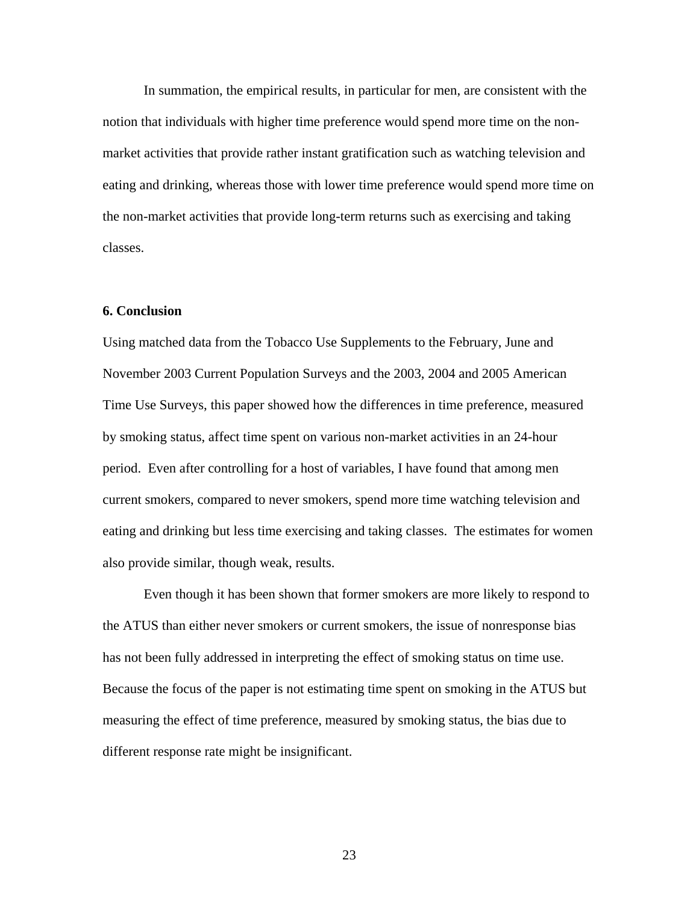In summation, the empirical results, in particular for men, are consistent with the notion that individuals with higher time preference would spend more time on the non-market activities that provide rather instant gratification such as watching television and eating and drinking, whereas those with lower time preference would spend more time on the non-market activities that provide long-term returns such as exercising and taking classes.

**6. Conclusion**

Using matched data from the Tobacco Use Supplements to the February, June and November 2003 Current Population Surveys and the 2003, 2004 and 2005 American Time Use Surveys, this paper showed how the differences in time preference, measured by smoking status, affect time spent on various non-market activities in an 24-hour period. Even after controlling for a host of variables, I have found that among men current smokers, compared to never smokers, spend more time watching television and eating and drinking but less time exercising and taking classes. The estimates for women also provide similar, though weak, results.

Even though it has been shown that former smokers are more likely to respond to the ATUS than either never smokers or current smokers, the issue of nonresponse bias has not been fully addressed in interpreting the effect of smoking status on time use. Because the focus of the paper is not estimating time spent on smoking in the ATUS but measuring the effect of time preference, measured by smoking status, the bias due to different response rate might be insignificant.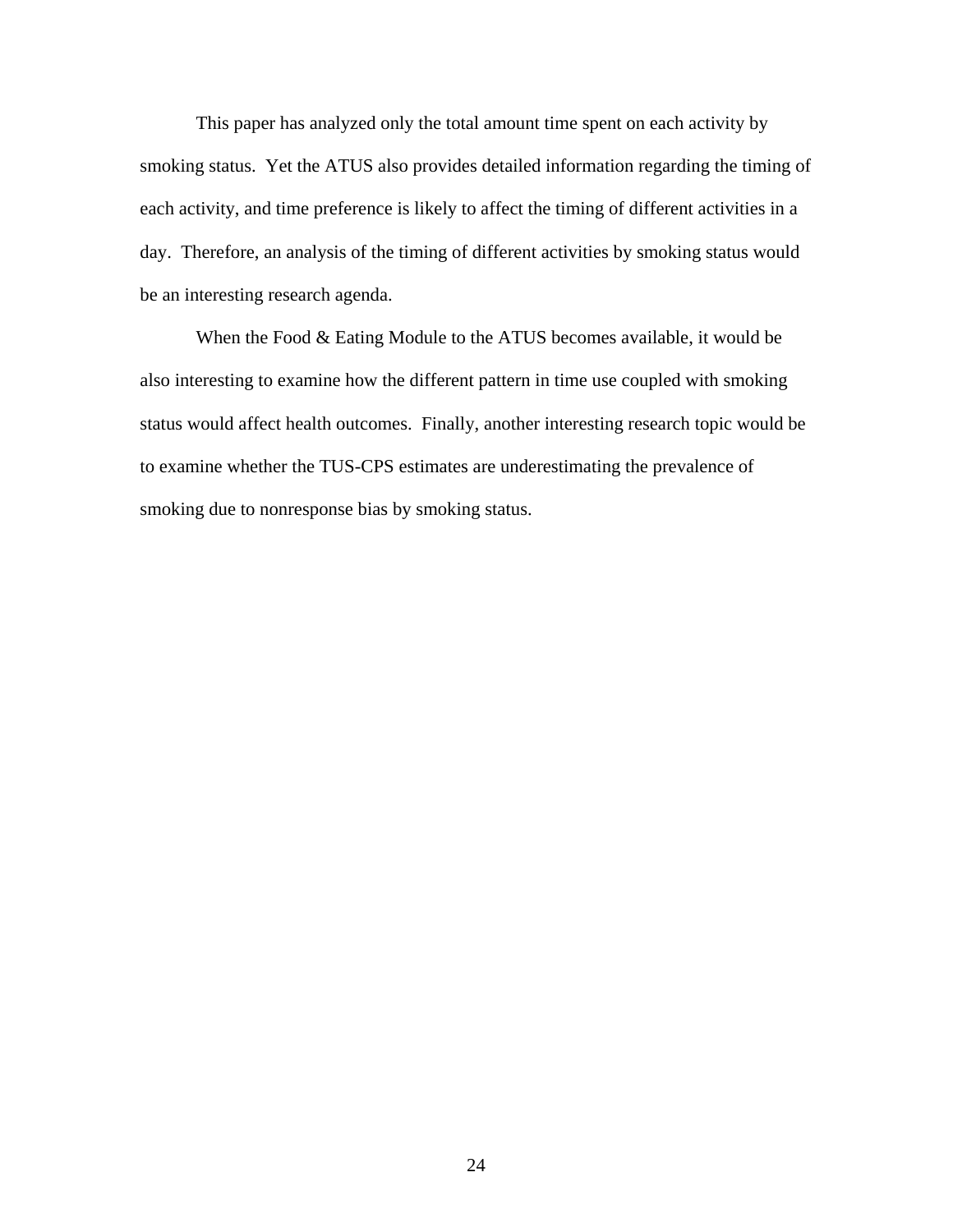This paper has analyzed only the total amount time spent on each activity by smoking status. Yet the ATUS also provides detailed information regarding the timing of each activity, and time preference is likely to affect the timing of different activities in a day. Therefore, an analysis of the timing of different activities by smoking status would be an interesting research agenda.

When the Food & Eating Module to the ATUS becomes available, it would be also interesting to examine how the different pattern in time use coupled with smoking status would affect health outcomes. Finally, another interesting research topic would be to examine whether the TUS-CPS estimates are underestimating the prevalence of smoking due to nonresponse bias by smoking status.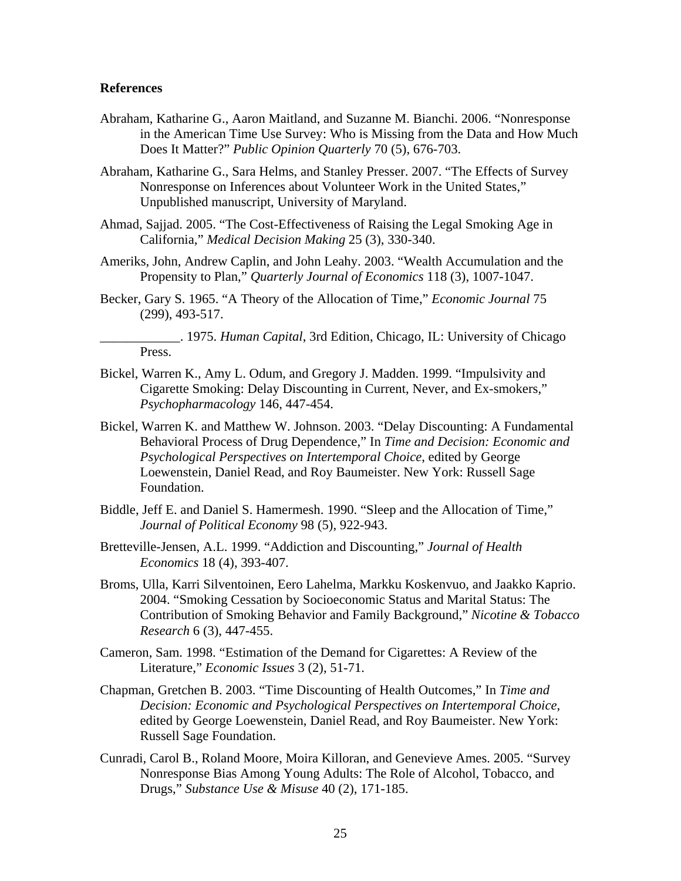**References**

Abraham, Katharine G., Aaron Maitland, and Suzanne M. Bianchi. 2006. "Nonresponse in the American Time Use Survey: Who is Missing from the Data and How Much Does It Matter?" *Public Opinion Quarterly* 70 (5), 676-703.

Abraham, Katharine G., Sara Helms, and Stanley Presser. 2007. "The Effects of Survey Nonresponse on Inferences about Volunteer Work in the United States," Unpublished manuscript, University of Maryland.

Ahmad, Sajjad. 2005. "The Cost-Effectiveness of Raising the Legal Smoking Age in California," *Medical Decision Making* 25 (3), 330-340.

Ameriks, John, Andrew Caplin, and John Leahy. 2003. "Wealth Accumulation and the Propensity to Plan," *Quarterly Journal of Economics* 118 (3), 1007-1047.

Becker, Gary S. 1965. "A Theory of the Allocation of Time," *Economic Journal* 75 (299), 493-517.

____________. 1975. *Human Capital*, 3rd Edition, Chicago, IL: University of Chicago Press.

Bickel, Warren K., Amy L. Odum, and Gregory J. Madden. 1999. "Impulsivity and Cigarette Smoking: Delay Discounting in Current, Never, and Ex-smokers," *Psychopharmacology* 146, 447-454.

Bickel, Warren K. and Matthew W. Johnson. 2003. "Delay Discounting: A Fundamental Behavioral Process of Drug Dependence," In *Time and Decision: Economic and Psychological Perspectives on Intertemporal Choice*, edited by George Loewenstein, Daniel Read, and Roy Baumeister. New York: Russell Sage Foundation.

Biddle, Jeff E. and Daniel S. Hamermesh. 1990. "Sleep and the Allocation of Time," *Journal of Political Economy* 98 (5), 922-943.

Bretteville-Jensen, A.L. 1999. "Addiction and Discounting," *Journal of Health Economics* 18 (4), 393-407.

Broms, Ulla, Karri Silventoinen, Eero Lahelma, Markku Koskenvuo, and Jaakko Kaprio. 2004. "Smoking Cessation by Socioeconomic Status and Marital Status: The Contribution of Smoking Behavior and Family Background," *Nicotine & Tobacco Research* 6 (3), 447-455.

Cameron, Sam. 1998. "Estimation of the Demand for Cigarettes: A Review of the Literature," *Economic Issues* 3 (2), 51-71.

Chapman, Gretchen B. 2003. "Time Discounting of Health Outcomes," In *Time and Decision: Economic and Psychological Perspectives on Intertemporal Choice*, edited by George Loewenstein, Daniel Read, and Roy Baumeister. New York: Russell Sage Foundation.

Cunradi, Carol B., Roland Moore, Moira Killoran, and Genevieve Ames. 2005. "Survey Nonresponse Bias Among Young Adults: The Role of Alcohol, Tobacco, and Drugs," *Substance Use & Misuse* 40 (2), 171-185.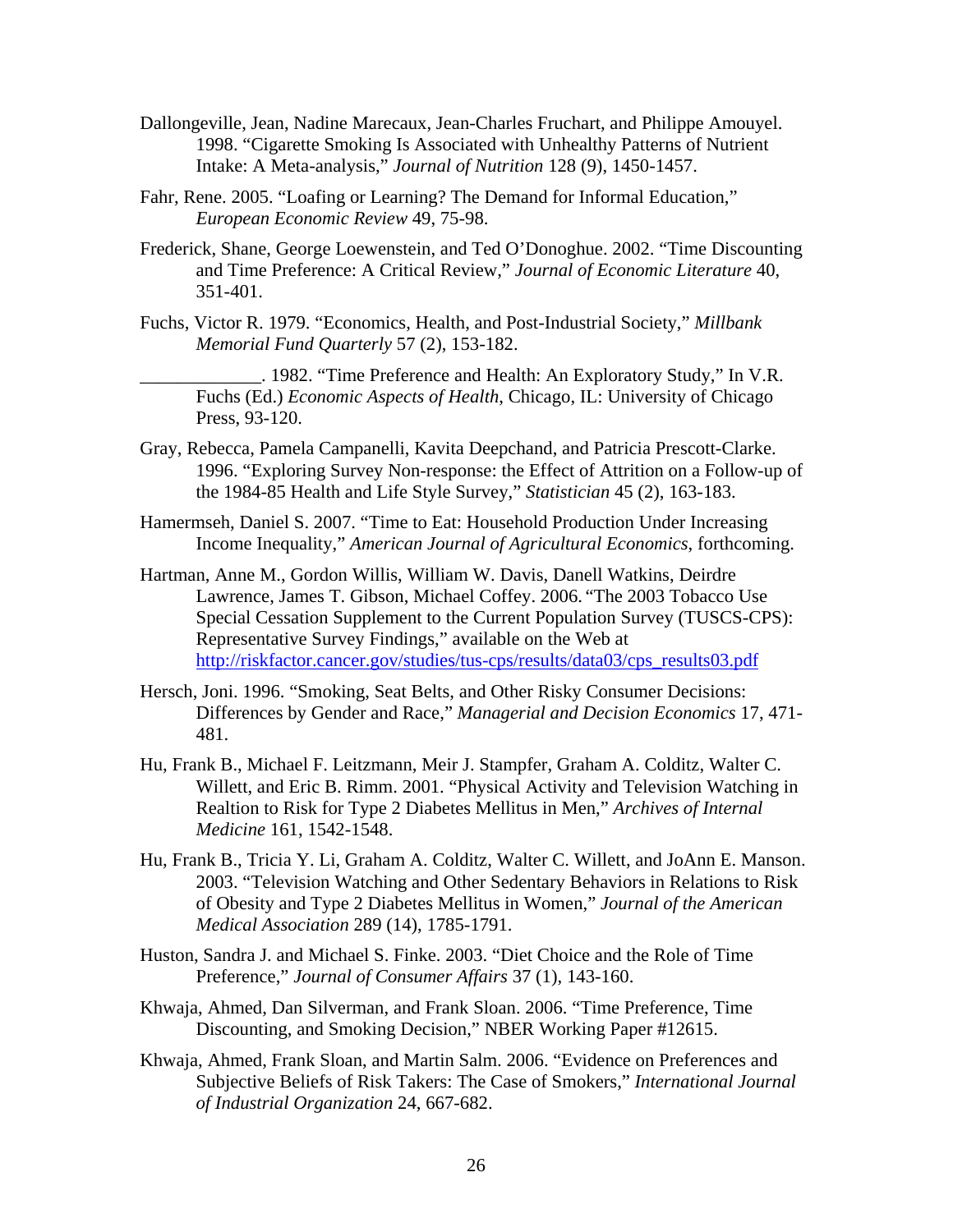Dallongeville, Jean, Nadine Marecaux, Jean-Charles Fruchart, and Philippe Amouyel. 1998. "Cigarette Smoking Is Associated with Unhealthy Patterns of Nutrient Intake: A Meta-analysis," *Journal of Nutrition* 128 (9), 1450-1457.

Fahr, Rene. 2005. "Loafing or Learning? The Demand for Informal Education," *European Economic Review* 49, 75-98.

Frederick, Shane, George Loewenstein, and Ted O'Donoghue. 2002. "Time Discounting and Time Preference: A Critical Review," *Journal of Economic Literature* 40, 351-401.

Fuchs, Victor R. 1979. "Economics, Health, and Post-Industrial Society," *Millbank Memorial Fund Quarterly* 57 (2), 153-182.

_____________. 1982. "Time Preference and Health: An Exploratory Study," In V.R. Fuchs (Ed.) *Economic Aspects of Health*, Chicago, IL: University of Chicago Press, 93-120.

Gray, Rebecca, Pamela Campanelli, Kavita Deepchand, and Patricia Prescott-Clarke. 1996. "Exploring Survey Non-response: the Effect of Attrition on a Follow-up of the 1984-85 Health and Life Style Survey," *Statistician* 45 (2), 163-183.

Hamermseh, Daniel S. 2007. "Time to Eat: Household Production Under Increasing Income Inequality," *American Journal of Agricultural Economics*, forthcoming.

Hartman, Anne M., Gordon Willis, William W. Davis, Danell Watkins, Deirdre Lawrence, James T. Gibson, Michael Coffey. 2006. "The 2003 Tobacco Use Special Cessation Supplement to the Current Population Survey (TUSCS-CPS): Representative Survey Findings," available on the Web at http://riskfactor.cancer.gov/studies/tus-cps/results/data03/cps_results03.pdf

Hersch, Joni. 1996. "Smoking, Seat Belts, and Other Risky Consumer Decisions: Differences by Gender and Race," *Managerial and Decision Economics* 17, 471-481.

Hu, Frank B., Michael F. Leitzmann, Meir J. Stampfer, Graham A. Colditz, Walter C. Willett, and Eric B. Rimm. 2001. "Physical Activity and Television Watching in Realtion to Risk for Type 2 Diabetes Mellitus in Men," *Archives of Internal Medicine* 161, 1542-1548.

Hu, Frank B., Tricia Y. Li, Graham A. Colditz, Walter C. Willett, and JoAnn E. Manson. 2003. "Television Watching and Other Sedentary Behaviors in Relations to Risk of Obesity and Type 2 Diabetes Mellitus in Women," *Journal of the American Medical Association* 289 (14), 1785-1791.

Huston, Sandra J. and Michael S. Finke. 2003. "Diet Choice and the Role of Time Preference," *Journal of Consumer Affairs* 37 (1), 143-160.

Khwaja, Ahmed, Dan Silverman, and Frank Sloan. 2006. "Time Preference, Time Discounting, and Smoking Decision," NBER Working Paper #12615.

Khwaja, Ahmed, Frank Sloan, and Martin Salm. 2006. "Evidence on Preferences and Subjective Beliefs of Risk Takers: The Case of Smokers," *International Journal of Industrial Organization* 24, 667-682.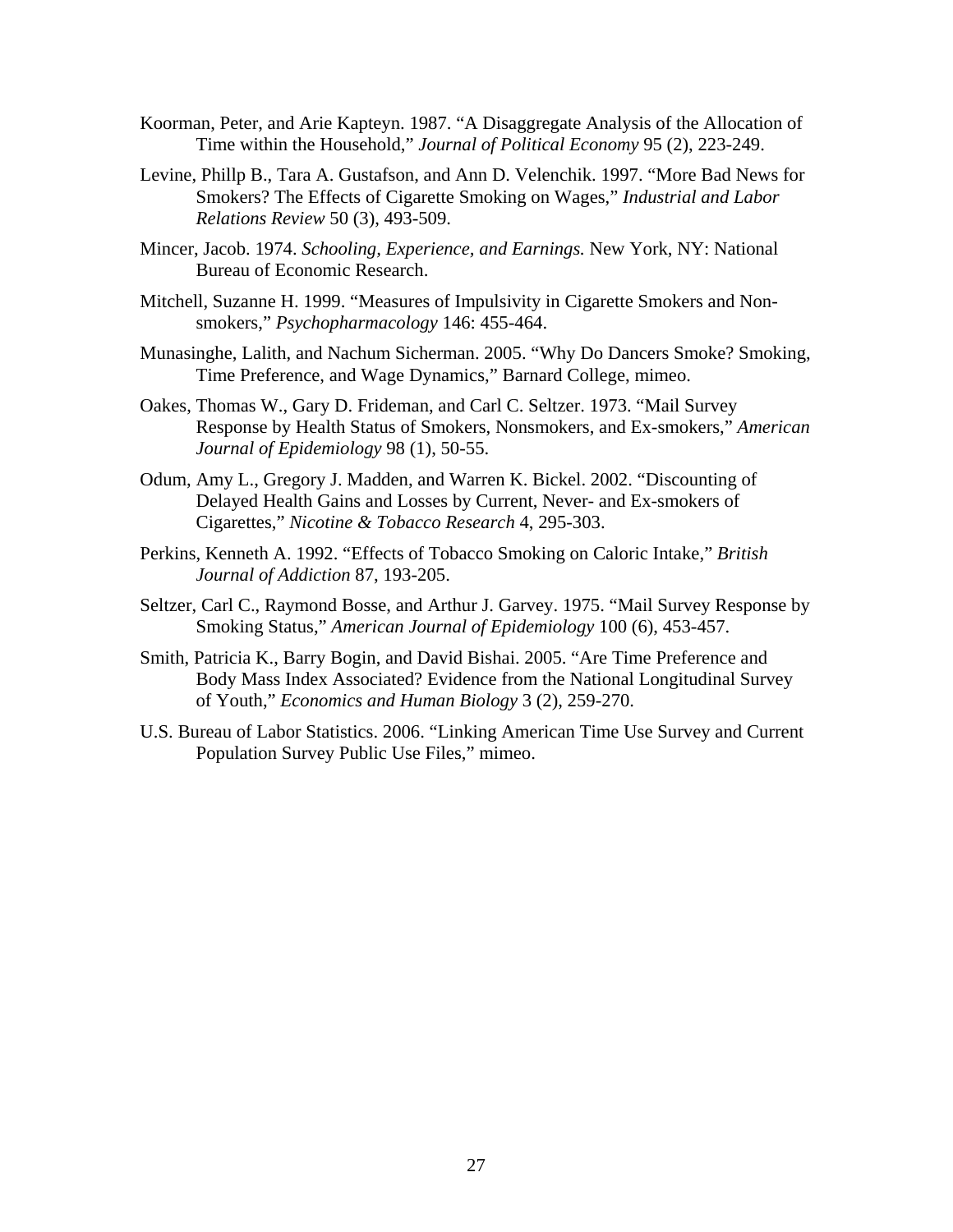Koorman, Peter, and Arie Kapteyn. 1987. "A Disaggregate Analysis of the Allocation of Time within the Household," *Journal of Political Economy* 95 (2), 223-249.

Levine, Phillp B., Tara A. Gustafson, and Ann D. Velenchik. 1997. "More Bad News for Smokers? The Effects of Cigarette Smoking on Wages," *Industrial and Labor Relations Review* 50 (3), 493-509.

Mincer, Jacob. 1974. *Schooling, Experience, and Earnings.* New York, NY: National Bureau of Economic Research.

Mitchell, Suzanne H. 1999. "Measures of Impulsivity in Cigarette Smokers and Non-smokers," *Psychopharmacology* 146: 455-464.

Munasinghe, Lalith, and Nachum Sicherman. 2005. "Why Do Dancers Smoke? Smoking, Time Preference, and Wage Dynamics," Barnard College, mimeo.

Oakes, Thomas W., Gary D. Frideman, and Carl C. Seltzer. 1973. "Mail Survey Response by Health Status of Smokers, Nonsmokers, and Ex-smokers," *American Journal of Epidemiology* 98 (1), 50-55.

Odum, Amy L., Gregory J. Madden, and Warren K. Bickel. 2002. "Discounting of Delayed Health Gains and Losses by Current, Never- and Ex-smokers of Cigarettes," *Nicotine & Tobacco Research* 4, 295-303.

Perkins, Kenneth A. 1992. "Effects of Tobacco Smoking on Caloric Intake," *British Journal of Addiction* 87, 193-205.

Seltzer, Carl C., Raymond Bosse, and Arthur J. Garvey. 1975. "Mail Survey Response by Smoking Status," *American Journal of Epidemiology* 100 (6), 453-457.

Smith, Patricia K., Barry Bogin, and David Bishai. 2005. "Are Time Preference and Body Mass Index Associated? Evidence from the National Longitudinal Survey of Youth," *Economics and Human Biology* 3 (2), 259-270.

U.S. Bureau of Labor Statistics. 2006. "Linking American Time Use Survey and Current Population Survey Public Use Files," mimeo.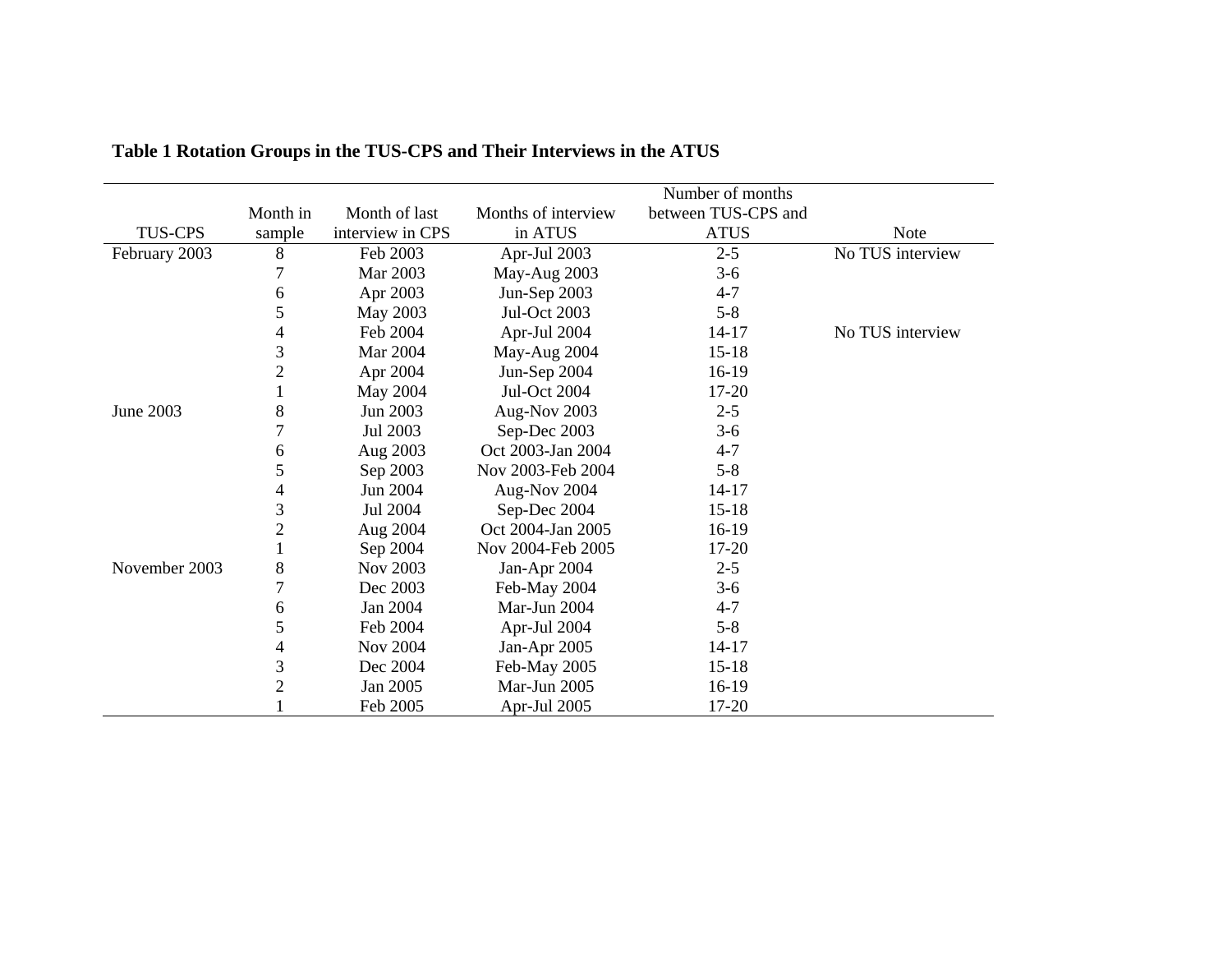**Table 1 Rotation Groups in the TUS-CPS and Their Interviews in the ATUS**

| TUS-CPS | Month in sample | Month of last interview in CPS | Months of interview in ATUS | Number of months between TUS-CPS and ATUS | Note |
|---|---|---|---|---|---|
| February 2003 | 8 | Feb 2003 | Apr-Jul 2003 | 2-5 | No TUS interview |
| | 7 | Mar 2003 | May-Aug 2003 | 3-6 | |
| | 6 | Apr 2003 | Jun-Sep 2003 | 4-7 | |
| | 5 | May 2003 | Jul-Oct 2003 | 5-8 | |
| | 4 | Feb 2004 | Apr-Jul 2004 | 14-17 | No TUS interview |
| | 3 | Mar 2004 | May-Aug 2004 | 15-18 | |
| | 2 | Apr 2004 | Jun-Sep 2004 | 16-19 | |
| | 1 | May 2004 | Jul-Oct 2004 | 17-20 | |
| June 2003 | 8 | Jun 2003 | Aug-Nov 2003 | 2-5 | |
| | 7 | Jul 2003 | Sep-Dec 2003 | 3-6 | |
| | 6 | Aug 2003 | Oct 2003-Jan 2004 | 4-7 | |
| | 5 | Sep 2003 | Nov 2003-Feb 2004 | 5-8 | |
| | 4 | Jun 2004 | Aug-Nov 2004 | 14-17 | |
| | 3 | Jul 2004 | Sep-Dec 2004 | 15-18 | |
| | 2 | Aug 2004 | Oct 2004-Jan 2005 | 16-19 | |
| | 1 | Sep 2004 | Nov 2004-Feb 2005 | 17-20 | |
| November 2003 | 8 | Nov 2003 | Jan-Apr 2004 | 2-5 | |
| | 7 | Dec 2003 | Feb-May 2004 | 3-6 | |
| | 6 | Jan 2004 | Mar-Jun 2004 | 4-7 | |
| | 5 | Feb 2004 | Apr-Jul 2004 | 5-8 | |
| | 4 | Nov 2004 | Jan-Apr 2005 | 14-17 | |
| | 3 | Dec 2004 | Feb-May 2005 | 15-18 | |
| | 2 | Jan 2005 | Mar-Jun 2005 | 16-19 | |
| | 1 | Feb 2005 | Apr-Jul 2005 | 17-20 | |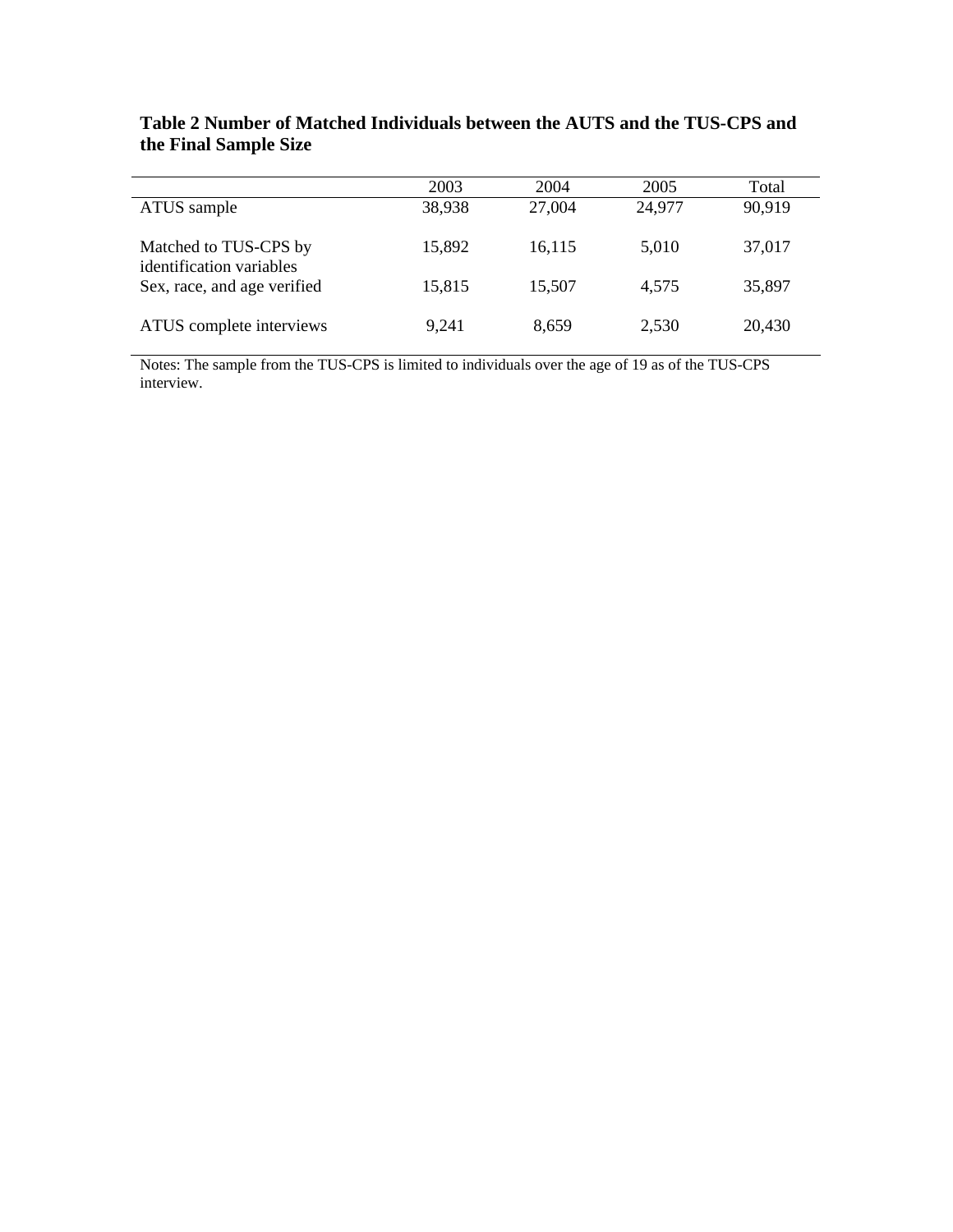**Table 2 Number of Matched Individuals between the AUTS and the TUS-CPS and the Final Sample Size**

| | 2003 | 2004 | 2005 | Total |
|---|---|---|---|---|
| ATUS sample | 38,938 | 27,004 | 24,977 | 90,919 |
| Matched to TUS-CPS by identification variables | 15,892 | 16,115 | 5,010 | 37,017 |
| Sex, race, and age verified | 15,815 | 15,507 | 4,575 | 35,897 |
| ATUS complete interviews | 9,241 | 8,659 | 2,530 | 20,430 |

Notes: The sample from the TUS-CPS is limited to individuals over the age of 19 as of the TUS-CPS interview.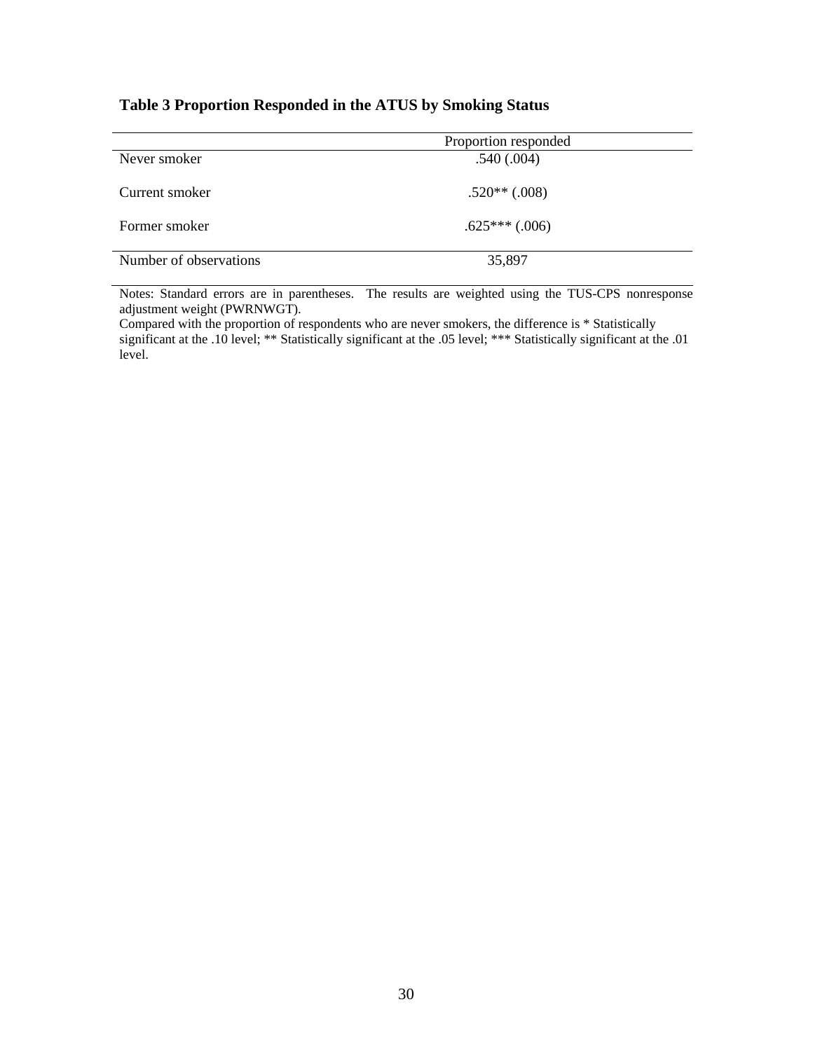**Table 3 Proportion Responded in the ATUS by Smoking Status**

| | Proportion responded |
|---|---|
| Never smoker | .540 (.004) |
| Current smoker | .520** (.008) |
| Former smoker | .625*** (.006) |
| Number of observations | 35,897 |

Notes: Standard errors are in parentheses. The results are weighted using the TUS-CPS nonresponse adjustment weight (PWRNWGT).
Compared with the proportion of respondents who are never smokers, the difference is * Statistically significant at the .10 level; ** Statistically significant at the .05 level; *** Statistically significant at the .01 level.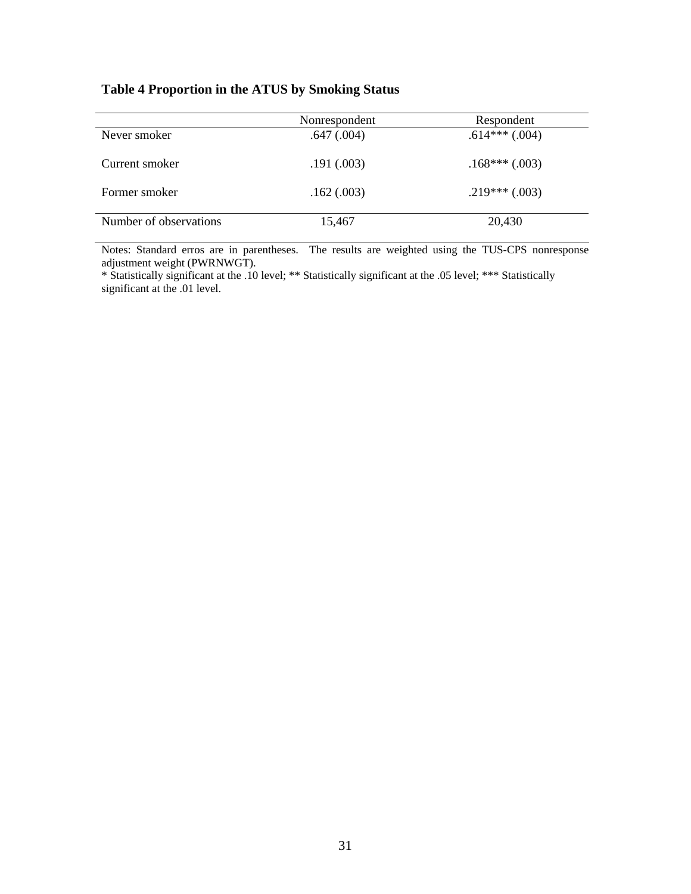**Table 4 Proportion in the ATUS by Smoking Status**

| | Nonrespondent | Respondent |
|---|---|---|
| Never smoker | .647 (.004) | .614*** (.004) |
| Current smoker | .191 (.003) | .168*** (.003) |
| Former smoker | .162 (.003) | .219*** (.003) |
| Number of observations | 15,467 | 20,430 |

Notes: Standard erros are in parentheses. The results are weighted using the TUS-CPS nonresponse adjustment weight (PWRNWGT).

* Statistically significant at the .10 level; ** Statistically significant at the .05 level; *** Statistically significant at the .01 level.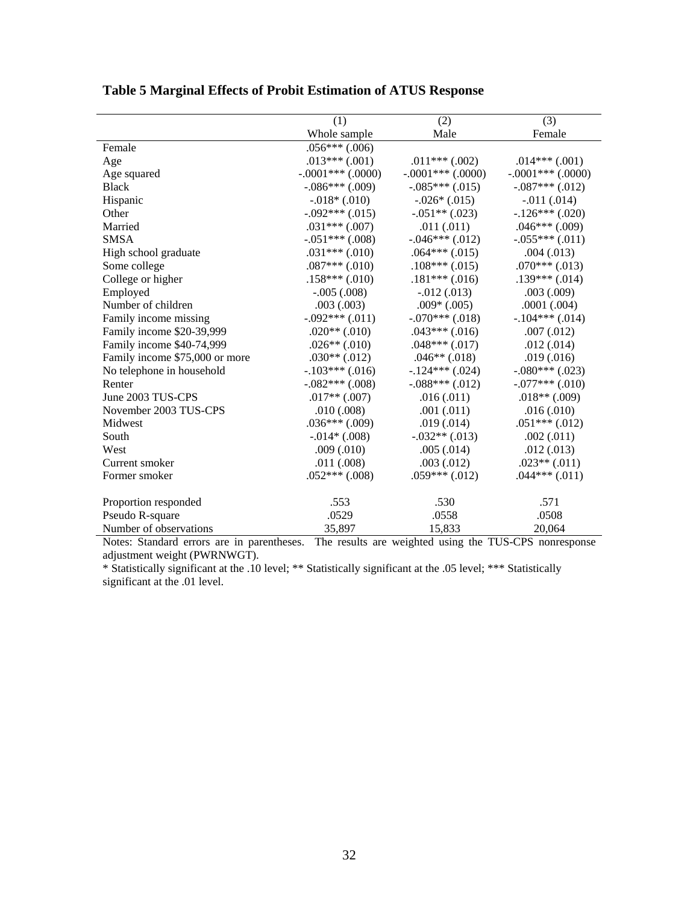**Table 5 Marginal Effects of Probit Estimation of ATUS Response**

| | (1) | (2) | (3) |
|---|---|---|---|
| | Whole sample | Male | Female |
| Female | .056*** (.006) | | |
| Age | .013*** (.001) | .011*** (.002) | .014*** (.001) |
| Age squared | -.0001*** (.0000) | -.0001*** (.0000) | -.0001*** (.0000) |
| Black | -.086*** (.009) | -.085*** (.015) | -.087*** (.012) |
| Hispanic | -.018* (.010) | -.026* (.015) | -.011 (.014) |
| Other | -.092*** (.015) | -.051** (.023) | -.126*** (.020) |
| Married | .031*** (.007) | .011 (.011) | .046*** (.009) |
| SMSA | -.051*** (.008) | -.046*** (.012) | -.055*** (.011) |
| High school graduate | .031*** (.010) | .064*** (.015) | .004 (.013) |
| Some college | .087*** (.010) | .108*** (.015) | .070*** (.013) |
| College or higher | .158*** (.010) | .181*** (.016) | .139*** (.014) |
| Employed | -.005 (.008) | -.012 (.013) | .003 (.009) |
| Number of children | .003 (.003) | .009* (.005) | .0001 (.004) |
| Family income missing | -.092*** (.011) | -.070*** (.018) | -.104*** (.014) |
| Family income $20-39,999 | .020** (.010) | .043*** (.016) | .007 (.012) |
| Family income $40-74,999 | .026** (.010) | .048*** (.017) | .012 (.014) |
| Family income $75,000 or more | .030** (.012) | .046** (.018) | .019 (.016) |
| No telephone in household | -.103*** (.016) | -.124*** (.024) | -.080*** (.023) |
| Renter | -.082*** (.008) | -.088*** (.012) | -.077*** (.010) |
| June 2003 TUS-CPS | .017** (.007) | .016 (.011) | .018** (.009) |
| November 2003 TUS-CPS | .010 (.008) | .001 (.011) | .016 (.010) |
| Midwest | .036*** (.009) | .019 (.014) | .051*** (.012) |
| South | -.014* (.008) | -.032** (.013) | .002 (.011) |
| West | .009 (.010) | .005 (.014) | .012 (.013) |
| Current smoker | .011 (.008) | .003 (.012) | .023** (.011) |
| Former smoker | .052*** (.008) | .059*** (.012) | .044*** (.011) |
| | | | |
| Proportion responded | .553 | .530 | .571 |
| Pseudo R-square | .0529 | .0558 | .0508 |
| Number of observations | 35,897 | 15,833 | 20,064 |

Notes: Standard errors are in parentheses. The results are weighted using the TUS-CPS nonresponse adjustment weight (PWRNWGT).

* Statistically significant at the .10 level; ** Statistically significant at the .05 level; *** Statistically significant at the .01 level.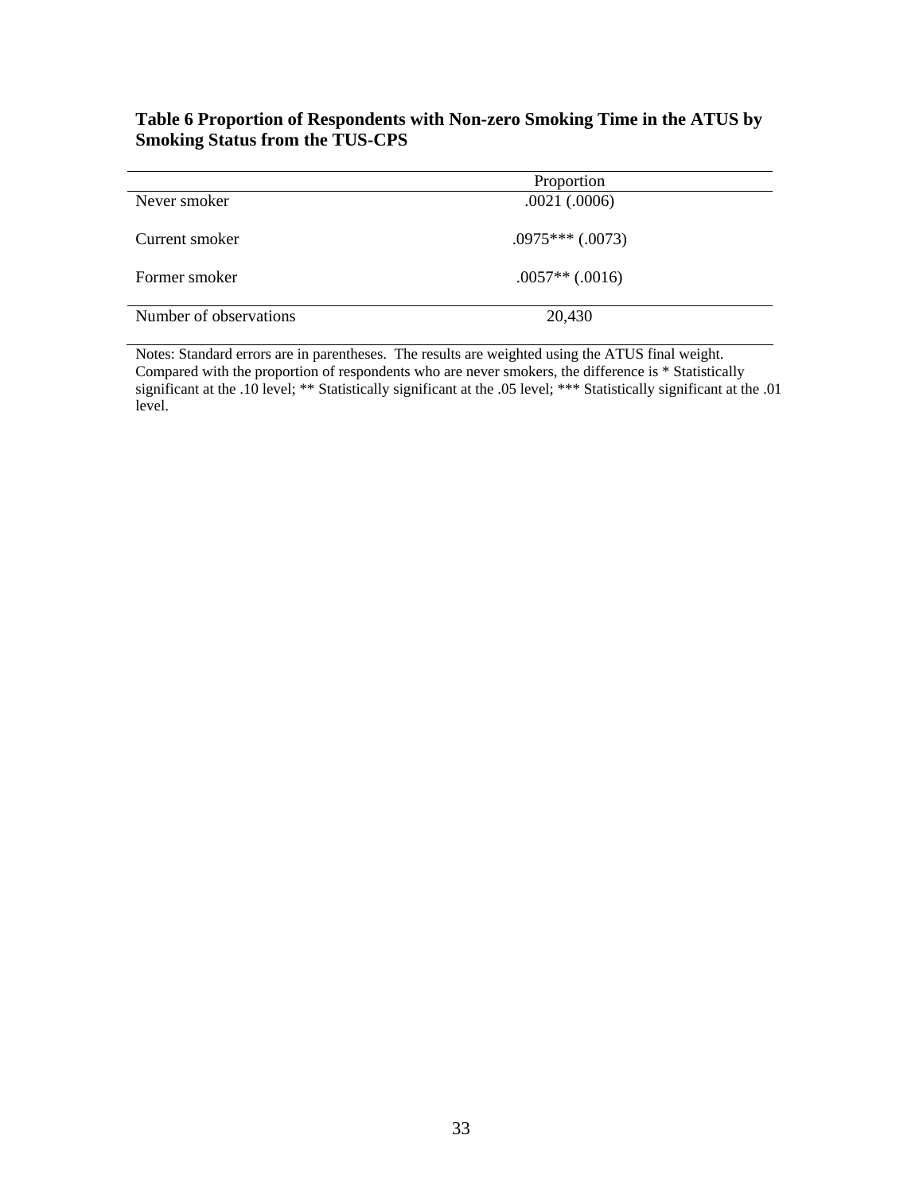**Table 6 Proportion of Respondents with Non-zero Smoking Time in the ATUS by Smoking Status from the TUS-CPS**

| | Proportion |
|---|---|
| Never smoker | .0021 (.0006) |
| Current smoker | .0975*** (.0073) |
| Former smoker | .0057** (.0016) |
| Number of observations | 20,430 |

Notes: Standard errors are in parentheses. The results are weighted using the ATUS final weight. Compared with the proportion of respondents who are never smokers, the difference is * Statistically significant at the .10 level; ** Statistically significant at the .05 level; *** Statistically significant at the .01 level.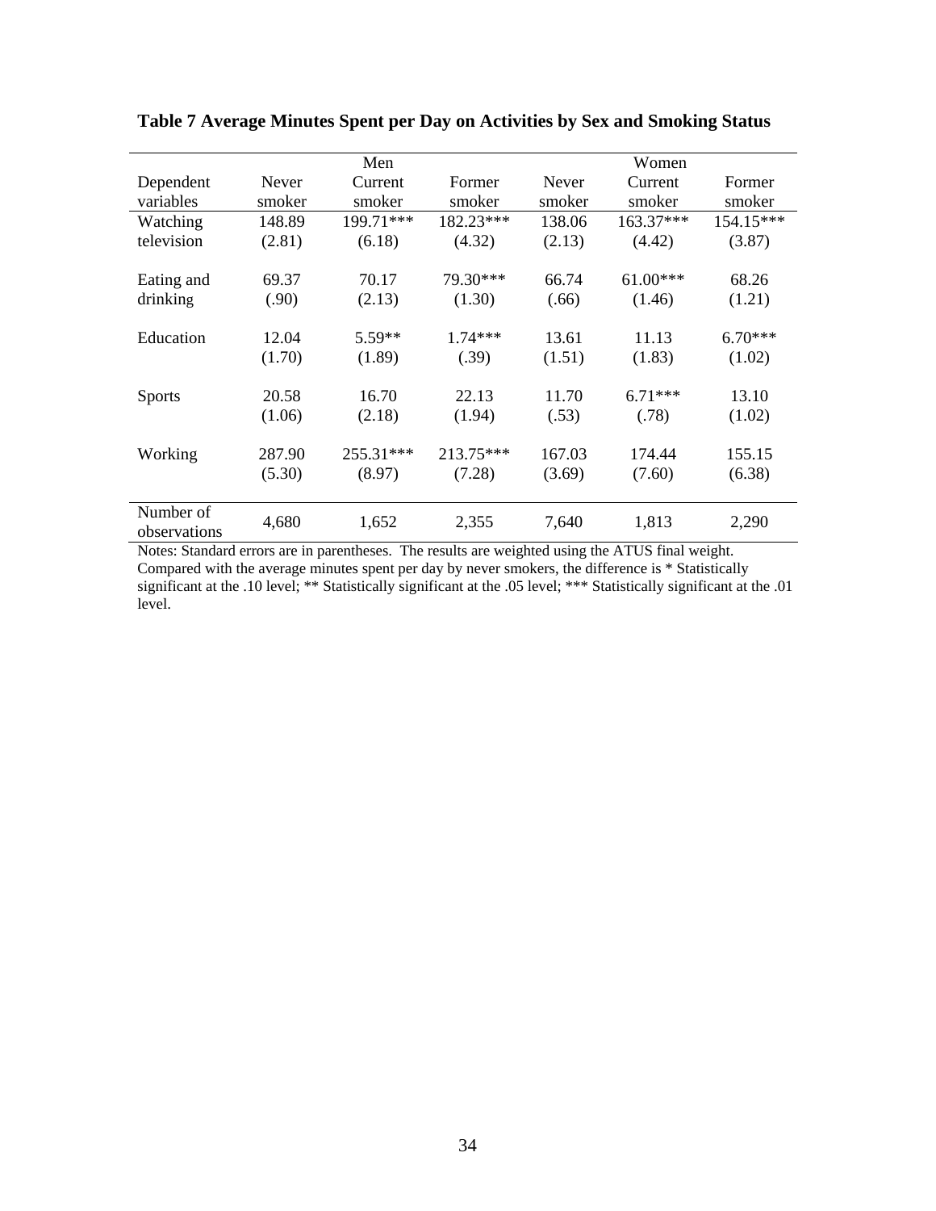**Table 7 Average Minutes Spent per Day on Activities by Sex and Smoking Status**

| | Men | | | Women | | |
|---|---|---|---|---|---|---|
| Dependent variables | Never smoker | Current smoker | Former smoker | Never smoker | Current smoker | Former smoker |
| Watching television | 148.89 | 199.71*** | 182.23*** | 138.06 | 163.37*** | 154.15*** |
| | (2.81) | (6.18) | (4.32) | (2.13) | (4.42) | (3.87) |
| Eating and drinking | 69.37 | 70.17 | 79.30*** | 66.74 | 61.00*** | 68.26 |
| | (.90) | (2.13) | (1.30) | (.66) | (1.46) | (1.21) |
| Education | 12.04 | 5.59** | 1.74*** | 13.61 | 11.13 | 6.70*** |
| | (1.70) | (1.89) | (.39) | (1.51) | (1.83) | (1.02) |
| Sports | 20.58 | 16.70 | 22.13 | 11.70 | 6.71*** | 13.10 |
| | (1.06) | (2.18) | (1.94) | (.53) | (.78) | (1.02) |
| Working | 287.90 | 255.31*** | 213.75*** | 167.03 | 174.44 | 155.15 |
| | (5.30) | (8.97) | (7.28) | (3.69) | (7.60) | (6.38) |
| Number of observations | 4,680 | 1,652 | 2,355 | 7,640 | 1,813 | 2,290 |

Notes: Standard errors are in parentheses. The results are weighted using the ATUS final weight. Compared with the average minutes spent per day by never smokers, the difference is * Statistically significant at the .10 level; ** Statistically significant at the .05 level; *** Statistically significant at the .01 level.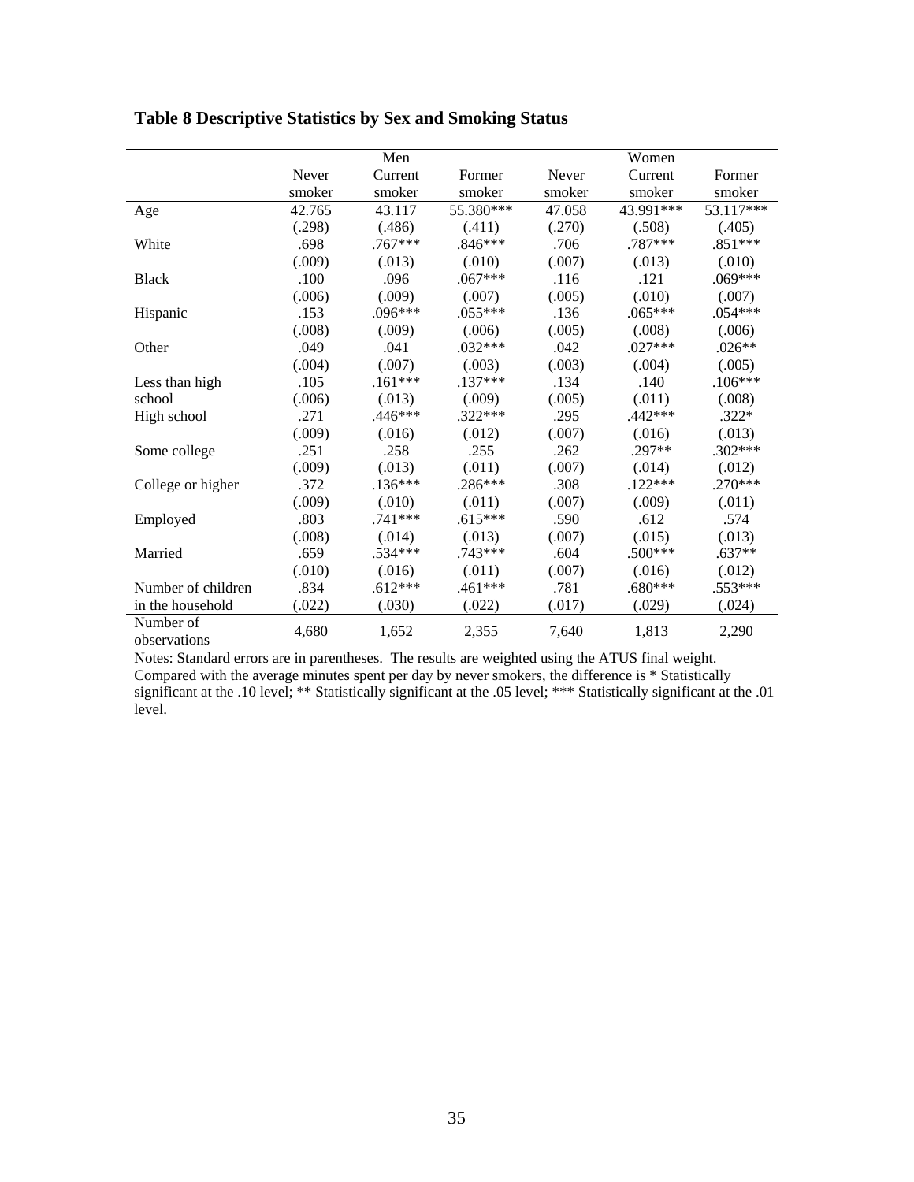**Table 8 Descriptive Statistics by Sex and Smoking Status**

| | Men | | | Women | | |
|---|---|---|---|---|---|---|
| | Never smoker | Current smoker | Former smoker | Never smoker | Current smoker | Former smoker |
| Age | 42.765 | 43.117 | 55.380*** | 47.058 | 43.991*** | 53.117*** |
| | (.298) | (.486) | (.411) | (.270) | (.508) | (.405) |
| White | .698 | .767*** | .846*** | .706 | .787*** | .851*** |
| | (.009) | (.013) | (.010) | (.007) | (.013) | (.010) |
| Black | .100 | .096 | .067*** | .116 | .121 | .069*** |
| | (.006) | (.009) | (.007) | (.005) | (.010) | (.007) |
| Hispanic | .153 | .096*** | .055*** | .136 | .065*** | .054*** |
| | (.008) | (.009) | (.006) | (.005) | (.008) | (.006) |
| Other | .049 | .041 | .032*** | .042 | .027*** | .026** |
| | (.004) | (.007) | (.003) | (.003) | (.004) | (.005) |
| Less than high school | .105 | .161*** | .137*** | .134 | .140 | .106*** |
| | (.006) | (.013) | (.009) | (.005) | (.011) | (.008) |
| High school | .271 | .446*** | .322*** | .295 | .442*** | .322* |
| | (.009) | (.016) | (.012) | (.007) | (.016) | (.013) |
| Some college | .251 | .258 | .255 | .262 | .297** | .302*** |
| | (.009) | (.013) | (.011) | (.007) | (.014) | (.012) |
| College or higher | .372 | .136*** | .286*** | .308 | .122*** | .270*** |
| | (.009) | (.010) | (.011) | (.007) | (.009) | (.011) |
| Employed | .803 | .741*** | .615*** | .590 | .612 | .574 |
| | (.008) | (.014) | (.013) | (.007) | (.015) | (.013) |
| Married | .659 | .534*** | .743*** | .604 | .500*** | .637** |
| | (.010) | (.016) | (.011) | (.007) | (.016) | (.012) |
| Number of children in the household | .834 | .612*** | .461*** | .781 | .680*** | .553*** |
| | (.022) | (.030) | (.022) | (.017) | (.029) | (.024) |
| Number of observations | 4,680 | 1,652 | 2,355 | 7,640 | 1,813 | 2,290 |

Notes: Standard errors are in parentheses. The results are weighted using the ATUS final weight. Compared with the average minutes spent per day by never smokers, the difference is * Statistically significant at the .10 level; ** Statistically significant at the .05 level; *** Statistically significant at the .01 level.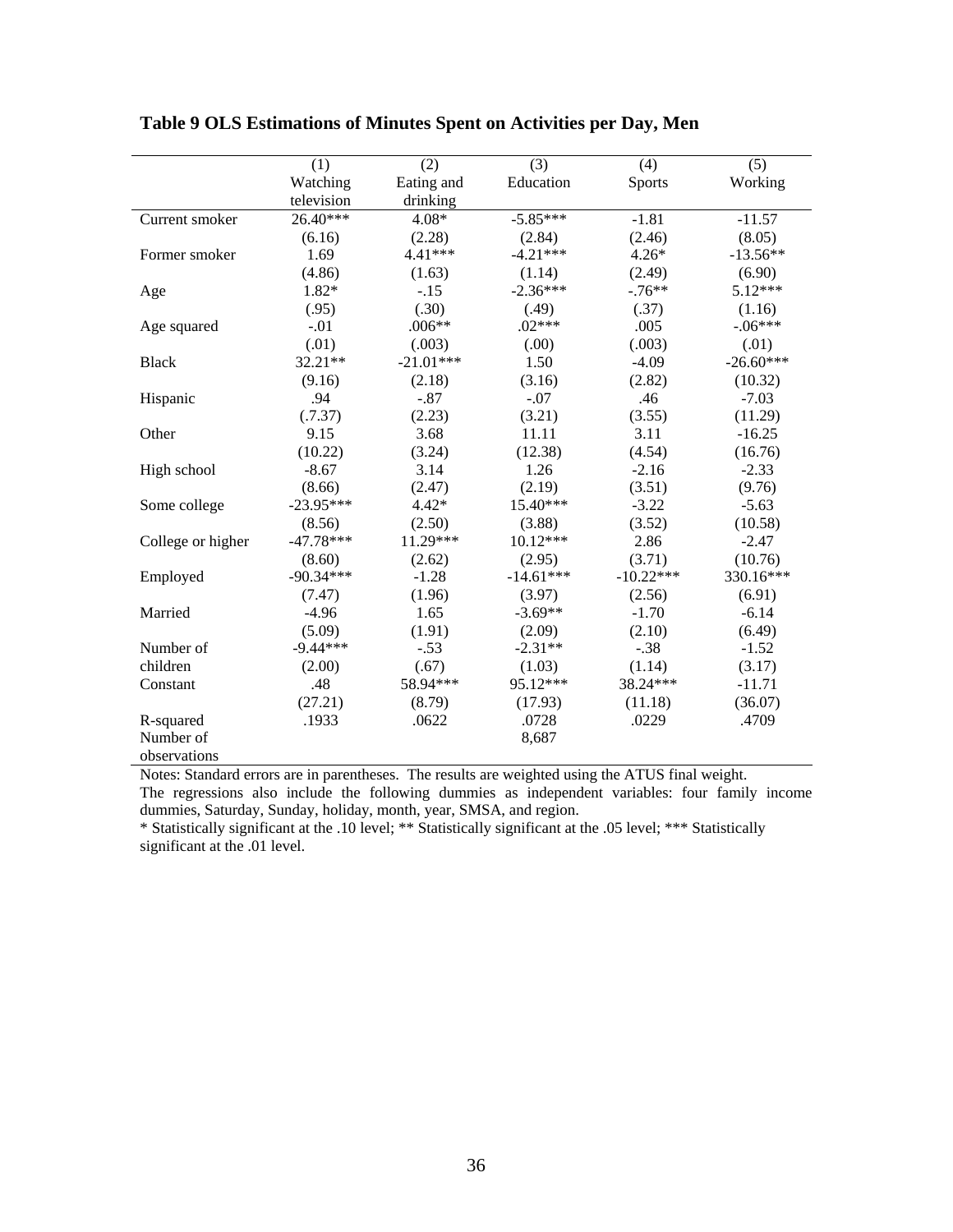**Table 9 OLS Estimations of Minutes Spent on Activities per Day, Men**

| | (1) Watching television | (2) Eating and drinking | (3) Education | (4) Sports | (5) Working |
|---|---|---|---|---|---|
| Current smoker | 26.40*** | 4.08* | -5.85*** | -1.81 | -11.57 |
| | (6.16) | (2.28) | (2.84) | (2.46) | (8.05) |
| Former smoker | 1.69 | 4.41*** | -4.21*** | 4.26* | -13.56** |
| | (4.86) | (1.63) | (1.14) | (2.49) | (6.90) |
| Age | 1.82* | -.15 | -2.36*** | -.76** | 5.12*** |
| | (.95) | (.30) | (.49) | (.37) | (1.16) |
| Age squared | -.01 | .006** | .02*** | .005 | -.06*** |
| | (.01) | (.003) | (.00) | (.003) | (.01) |
| Black | 32.21** | -21.01*** | 1.50 | -4.09 | -26.60*** |
| | (9.16) | (2.18) | (3.16) | (2.82) | (10.32) |
| Hispanic | .94 | -.87 | -.07 | .46 | -7.03 |
| | (.7.37) | (2.23) | (3.21) | (3.55) | (11.29) |
| Other | 9.15 | 3.68 | 11.11 | 3.11 | -16.25 |
| | (10.22) | (3.24) | (12.38) | (4.54) | (16.76) |
| High school | -8.67 | 3.14 | 1.26 | -2.16 | -2.33 |
| | (8.66) | (2.47) | (2.19) | (3.51) | (9.76) |
| Some college | -23.95*** | 4.42* | 15.40*** | -3.22 | -5.63 |
| | (8.56) | (2.50) | (3.88) | (3.52) | (10.58) |
| College or higher | -47.78*** | 11.29*** | 10.12*** | 2.86 | -2.47 |
| | (8.60) | (2.62) | (2.95) | (3.71) | (10.76) |
| Employed | -90.34*** | -1.28 | -14.61*** | -10.22*** | 330.16*** |
| | (7.47) | (1.96) | (3.97) | (2.56) | (6.91) |
| Married | -4.96 | 1.65 | -3.69** | -1.70 | -6.14 |
| | (5.09) | (1.91) | (2.09) | (2.10) | (6.49) |
| Number of children | -9.44*** | -.53 | -2.31** | -.38 | -1.52 |
| | (2.00) | (.67) | (1.03) | (1.14) | (3.17) |
| Constant | .48 | 58.94*** | 95.12*** | 38.24*** | -11.71 |
| | (27.21) | (8.79) | (17.93) | (11.18) | (36.07) |
| R-squared | .1933 | .0622 | .0728 | .0229 | .4709 |
| Number of observations | | | 8,687 | | |

Notes: Standard errors are in parentheses. The results are weighted using the ATUS final weight.
The regressions also include the following dummies as independent variables: four family income dummies, Saturday, Sunday, holiday, month, year, SMSA, and region.
* Statistically significant at the .10 level; ** Statistically significant at the .05 level; *** Statistically significant at the .01 level.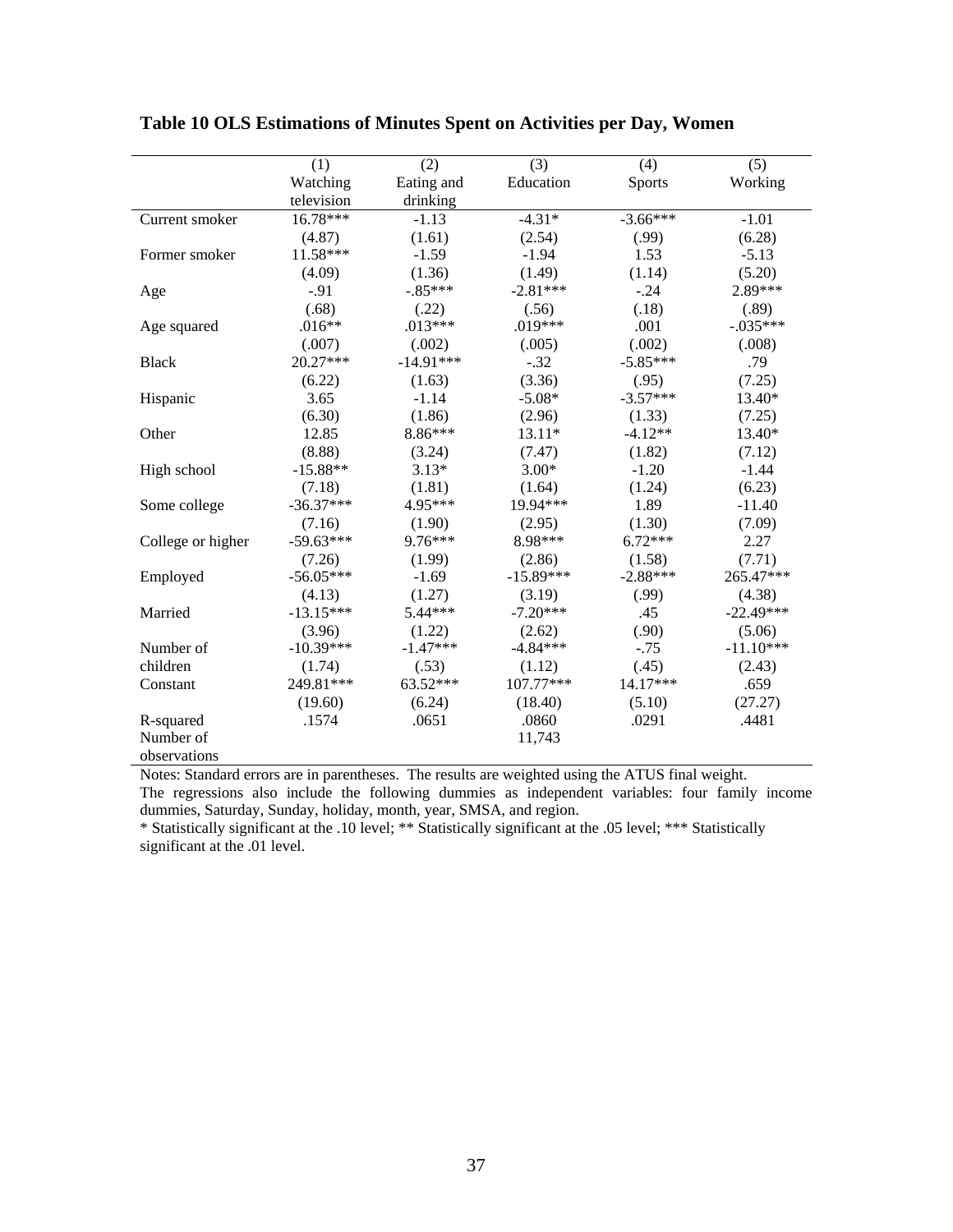**Table 10 OLS Estimations of Minutes Spent on Activities per Day, Women**

| | (1) Watching television | (2) Eating and drinking | (3) Education | (4) Sports | (5) Working |
|---|---|---|---|---|---|
| Current smoker | 16.78*** | -1.13 | -4.31* | -3.66*** | -1.01 |
| | (4.87) | (1.61) | (2.54) | (.99) | (6.28) |
| Former smoker | 11.58*** | -1.59 | -1.94 | 1.53 | -5.13 |
| | (4.09) | (1.36) | (1.49) | (1.14) | (5.20) |
| Age | -.91 | -.85*** | -2.81*** | -.24 | 2.89*** |
| | (.68) | (.22) | (.56) | (.18) | (.89) |
| Age squared | .016** | .013*** | .019*** | .001 | -.035*** |
| | (.007) | (.002) | (.005) | (.002) | (.008) |
| Black | 20.27*** | -14.91*** | -.32 | -5.85*** | .79 |
| | (6.22) | (1.63) | (3.36) | (.95) | (7.25) |
| Hispanic | 3.65 | -1.14 | -5.08* | -3.57*** | 13.40* |
| | (6.30) | (1.86) | (2.96) | (1.33) | (7.25) |
| Other | 12.85 | 8.86*** | 13.11* | -4.12** | 13.40* |
| | (8.88) | (3.24) | (7.47) | (1.82) | (7.12) |
| High school | -15.88** | 3.13* | 3.00* | -1.20 | -1.44 |
| | (7.18) | (1.81) | (1.64) | (1.24) | (6.23) |
| Some college | -36.37*** | 4.95*** | 19.94*** | 1.89 | -11.40 |
| | (7.16) | (1.90) | (2.95) | (1.30) | (7.09) |
| College or higher | -59.63*** | 9.76*** | 8.98*** | 6.72*** | 2.27 |
| | (7.26) | (1.99) | (2.86) | (1.58) | (7.71) |
| Employed | -56.05*** | -1.69 | -15.89*** | -2.88*** | 265.47*** |
| | (4.13) | (1.27) | (3.19) | (.99) | (4.38) |
| Married | -13.15*** | 5.44*** | -7.20*** | .45 | -22.49*** |
| | (3.96) | (1.22) | (2.62) | (.90) | (5.06) |
| Number of children | -10.39*** | -1.47*** | -4.84*** | -.75 | -11.10*** |
| | (1.74) | (.53) | (1.12) | (.45) | (2.43) |
| Constant | 249.81*** | 63.52*** | 107.77*** | 14.17*** | .659 |
| | (19.60) | (6.24) | (18.40) | (5.10) | (27.27) |
| R-squared | .1574 | .0651 | .0860 | .0291 | .4481 |
| Number of observations | | | 11,743 | | |

Notes: Standard errors are in parentheses. The results are weighted using the ATUS final weight.
The regressions also include the following dummies as independent variables: four family income dummies, Saturday, Sunday, holiday, month, year, SMSA, and region.
* Statistically significant at the .10 level; ** Statistically significant at the .05 level; *** Statistically significant at the .01 level.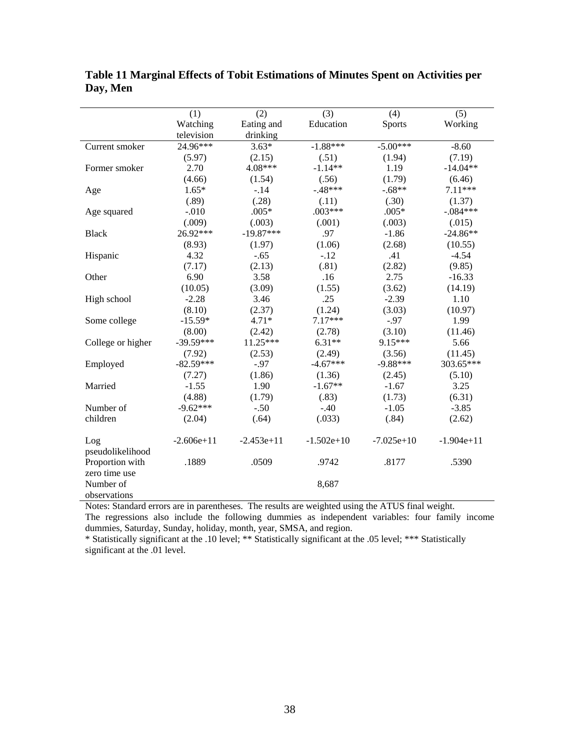**Table 11 Marginal Effects of Tobit Estimations of Minutes Spent on Activities per Day, Men**

| | (1) Watching television | (2) Eating and drinking | (3) Education | (4) Sports | (5) Working |
|---|---|---|---|---|---|
| Current smoker | 24.96*** | 3.63* | -1.88*** | -5.00*** | -8.60 |
| | (5.97) | (2.15) | (.51) | (1.94) | (7.19) |
| Former smoker | 2.70 | 4.08*** | -1.14** | 1.19 | -14.04** |
| | (4.66) | (1.54) | (.56) | (1.79) | (6.46) |
| Age | 1.65* | -.14 | -.48*** | -.68** | 7.11*** |
| | (.89) | (.28) | (.11) | (.30) | (1.37) |
| Age squared | -.010 | .005* | .003*** | .005* | -.084*** |
| | (.009) | (.003) | (.001) | (.003) | (.015) |
| Black | 26.92*** | -19.87*** | .97 | -1.86 | -24.86** |
| | (8.93) | (1.97) | (1.06) | (2.68) | (10.55) |
| Hispanic | 4.32 | -.65 | -.12 | .41 | -4.54 |
| | (7.17) | (2.13) | (.81) | (2.82) | (9.85) |
| Other | 6.90 | 3.58 | .16 | 2.75 | -16.33 |
| | (10.05) | (3.09) | (1.55) | (3.62) | (14.19) |
| High school | -2.28 | 3.46 | .25 | -2.39 | 1.10 |
| | (8.10) | (2.37) | (1.24) | (3.03) | (10.97) |
| Some college | -15.59* | 4.71* | 7.17*** | -.97 | 1.99 |
| | (8.00) | (2.42) | (2.78) | (3.10) | (11.46) |
| College or higher | -39.59*** | 11.25*** | 6.31** | 9.15*** | 5.66 |
| | (7.92) | (2.53) | (2.49) | (3.56) | (11.45) |
| Employed | -82.59*** | -.97 | -4.67*** | -9.88*** | 303.65*** |
| | (7.27) | (1.86) | (1.36) | (2.45) | (5.10) |
| Married | -1.55 | 1.90 | -1.67** | -1.67 | 3.25 |
| | (4.88) | (1.79) | (.83) | (1.73) | (6.31) |
| Number of children | -9.62*** | -.50 | -.40 | -1.05 | -3.85 |
| | (2.04) | (.64) | (.033) | (.84) | (2.62) |
| Log pseudolikelihood | -2.606e+11 | -2.453e+11 | -1.502e+10 | -7.025e+10 | -1.904e+11 |
| Proportion with zero time use | .1889 | .0509 | .9742 | .8177 | .5390 |
| Number of observations | | | 8,687 | | |

Notes: Standard errors are in parentheses. The results are weighted using the ATUS final weight.
The regressions also include the following dummies as independent variables: four family income dummies, Saturday, Sunday, holiday, month, year, SMSA, and region.
* Statistically significant at the .10 level; ** Statistically significant at the .05 level; *** Statistically significant at the .01 level.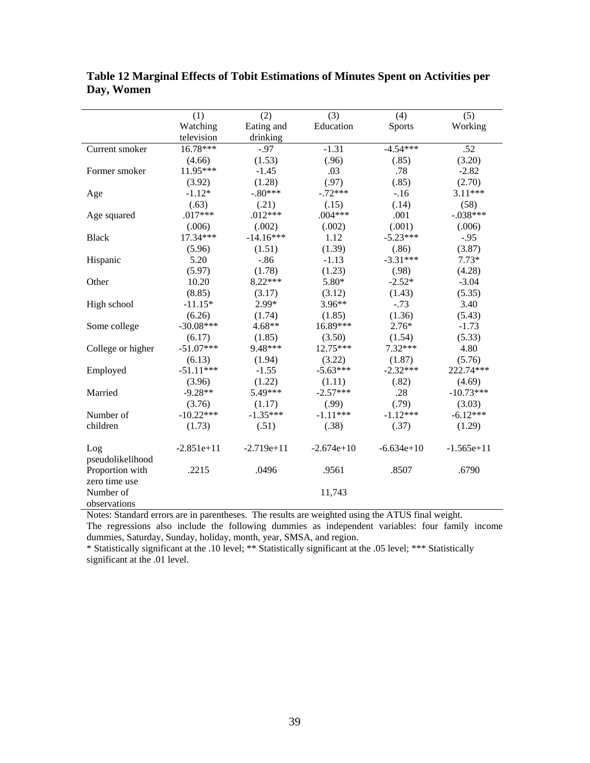**Table 12 Marginal Effects of Tobit Estimations of Minutes Spent on Activities per Day, Women**

| | (1) Watching television | (2) Eating and drinking | (3) Education | (4) Sports | (5) Working |
|---|---|---|---|---|---|
| Current smoker | 16.78*** | -.97 | -1.31 | -4.54*** | .52 |
| | (4.66) | (1.53) | (.96) | (.85) | (3.20) |
| Former smoker | 11.95*** | -1.45 | .03 | .78 | -2.82 |
| | (3.92) | (1.28) | (.97) | (.85) | (2.70) |
| Age | -1.12* | -.80*** | -.72*** | -.16 | 3.11*** |
| | (.63) | (.21) | (.15) | (.14) | (58) |
| Age squared | .017*** | .012*** | .004*** | .001 | -.038*** |
| | (.006) | (.002) | (.002) | (.001) | (.006) |
| Black | 17.34*** | -14.16*** | 1.12 | -5.23*** | -.95 |
| | (5.96) | (1.51) | (1.39) | (.86) | (3.87) |
| Hispanic | 5.20 | -.86 | -1.13 | -3.31*** | 7.73* |
| | (5.97) | (1.78) | (1.23) | (.98) | (4.28) |
| Other | 10.20 | 8.22*** | 5.80* | -2.52* | -3.04 |
| | (8.85) | (3.17) | (3.12) | (1.43) | (5.35) |
| High school | -11.15* | 2.99* | 3.96** | -.73 | 3.40 |
| | (6.26) | (1.74) | (1.85) | (1.36) | (5.43) |
| Some college | -30.08*** | 4.68** | 16.89*** | 2.76* | -1.73 |
| | (6.17) | (1.85) | (3.50) | (1.54) | (5.33) |
| College or higher | -51.07*** | 9.48*** | 12.75*** | 7.32*** | 4.80 |
| | (6.13) | (1.94) | (3.22) | (1.87) | (5.76) |
| Employed | -51.11*** | -1.55 | -5.63*** | -2.32*** | 222.74*** |
| | (3.96) | (1.22) | (1.11) | (.82) | (4.69) |
| Married | -9.28** | 5.49*** | -2.57*** | .28 | -10.73*** |
| | (3.76) | (1.17) | (.99) | (.79) | (3.03) |
| Number of children | -10.22*** | -1.35*** | -1.11*** | -1.12*** | -6.12*** |
| | (1.73) | (.51) | (.38) | (.37) | (1.29) |
| Log pseudolikelihood | -2.851e+11 | -2.719e+11 | -2.674e+10 | -6.634e+10 | -1.565e+11 |
| Proportion with zero time use | .2215 | .0496 | .9561 | .8507 | .6790 |
| Number of observations | | | 11,743 | | |

Notes: Standard errors are in parentheses. The results are weighted using the ATUS final weight.
The regressions also include the following dummies as independent variables: four family income dummies, Saturday, Sunday, holiday, month, year, SMSA, and region.
* Statistically significant at the .10 level; ** Statistically significant at the .05 level; *** Statistically significant at the .01 level.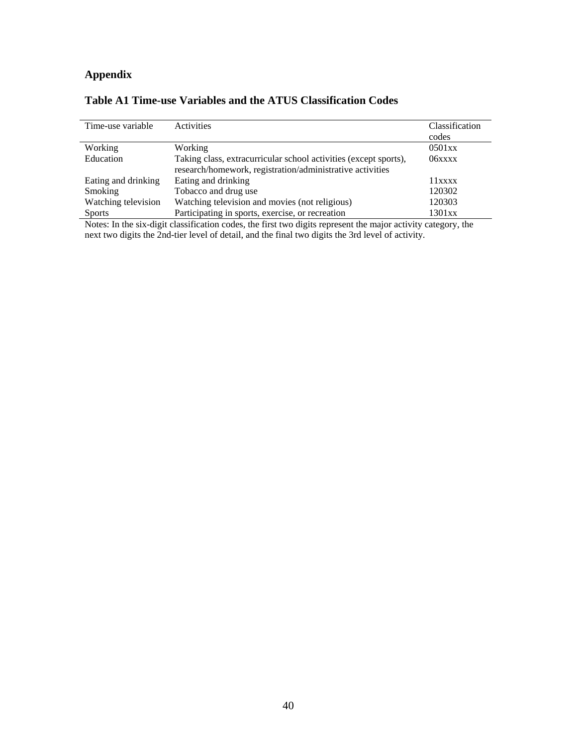# Appendix

## Table A1 Time-use Variables and the ATUS Classification Codes

| Time-use variable | Activities | Classification codes |
|---|---|---|
| Working | Working | 0501xx |
| Education | Taking class, extracurricular school activities (except sports), research/homework, registration/administrative activities | 06xxxx |
| Eating and drinking | Eating and drinking | 11xxxx |
| Smoking | Tobacco and drug use | 120302 |
| Watching television | Watching television and movies (not religious) | 120303 |
| Sports | Participating in sports, exercise, or recreation | 1301xx |

Notes: In the six-digit classification codes, the first two digits represent the major activity category, the next two digits the 2nd-tier level of detail, and the final two digits the 3rd level of activity.